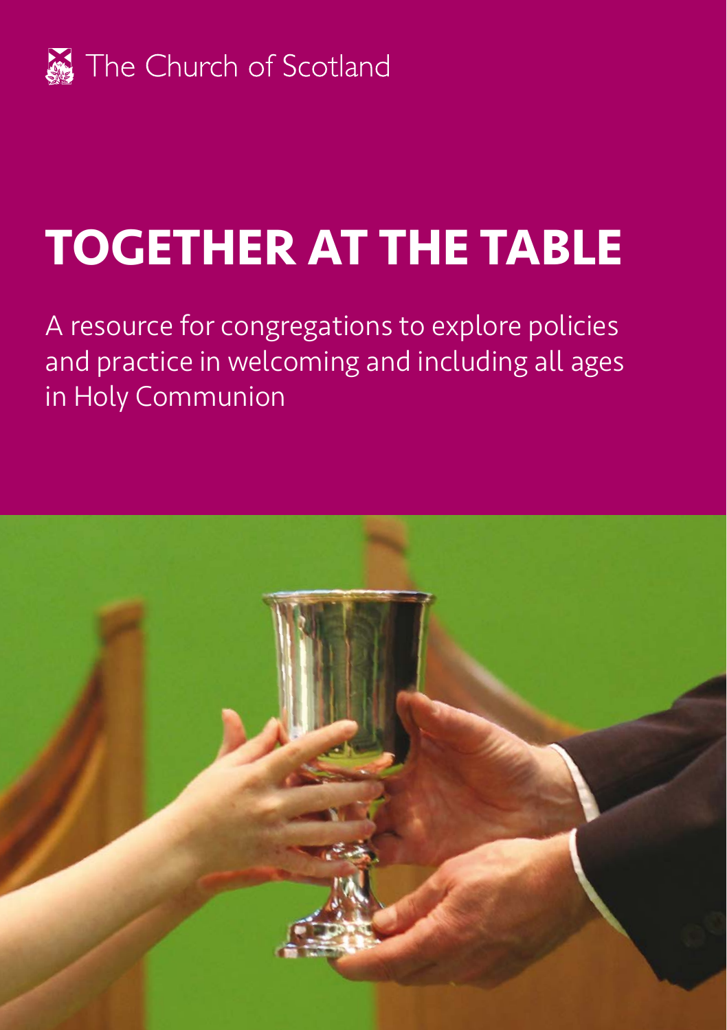The Church of Scotland

# TOGETHER AT THE TABLE

A resource for congregations to explore policies and practice in welcoming and including all ages in Holy Communion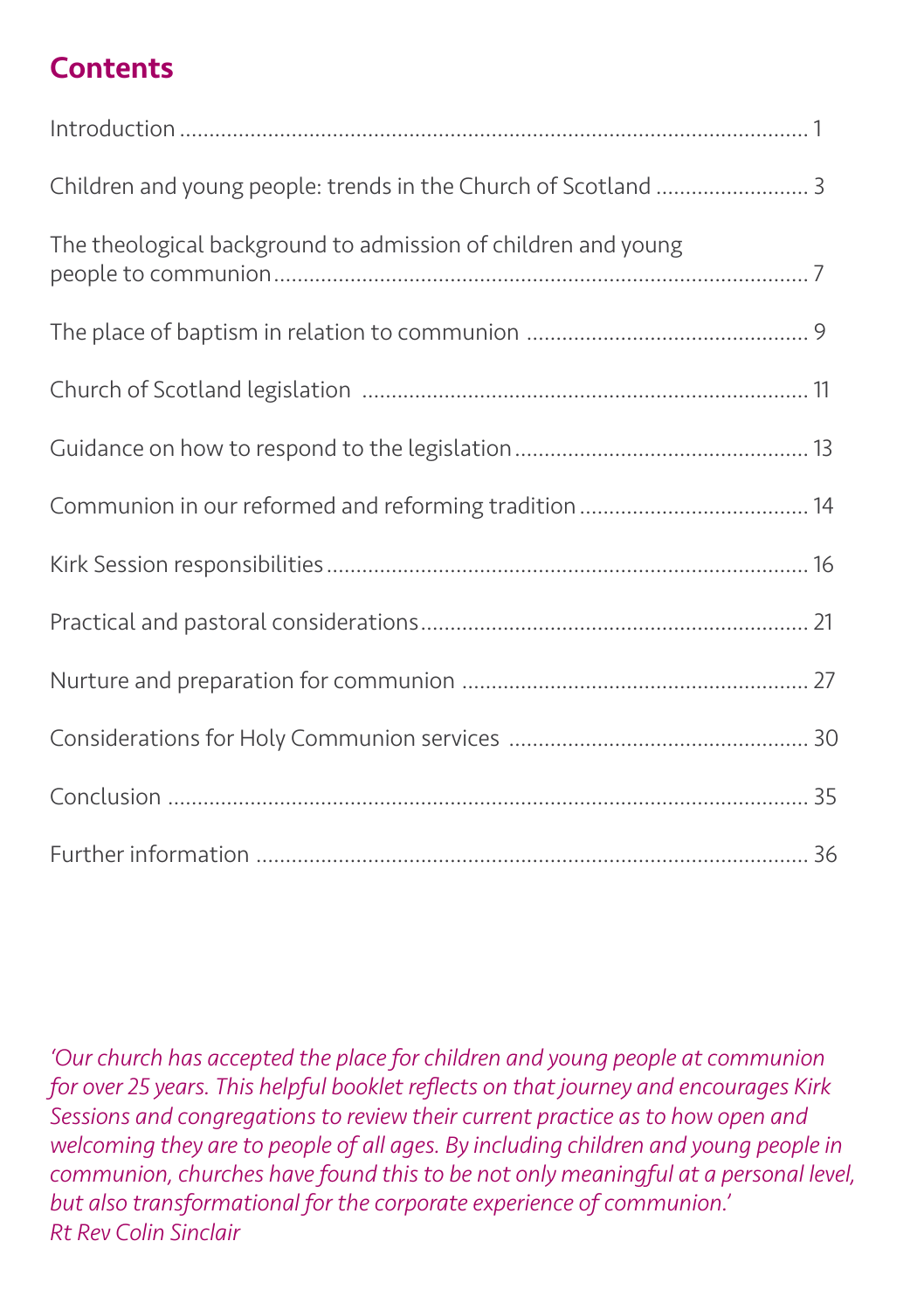# Contents

Introduction ........................................................................................................ 1

Children and young people: trends in the Church of Scotland ......................... 3

The theological background to admission of children and young people to communion ........................................................................................ 7

The place of baptism in relation to communion .............................................. 9

Church of Scotland legislation ........................................................................ 11

Guidance on how to respond to the legislation ................................................ 13

Communion in our reformed and reforming tradition ..................................... 14

Kirk Session responsibilities ............................................................................... 16

Practical and pastoral considerations ................................................................ 21

Nurture and preparation for communion ........................................................ 27

Considerations for Holy Communion services ................................................ 30

Conclusion ........................................................................................................ 35

Further information ........................................................................................... 36

*'Our church has accepted the place for children and young people at communion for over 25 years. This helpful booklet reflects on that journey and encourages Kirk Sessions and congregations to review their current practice as to how open and welcoming they are to people of all ages. By including children and young people in communion, churches have found this to be not only meaningful at a personal level, but also transformational for the corporate experience of communion.'*
*Rt Rev Colin Sinclair*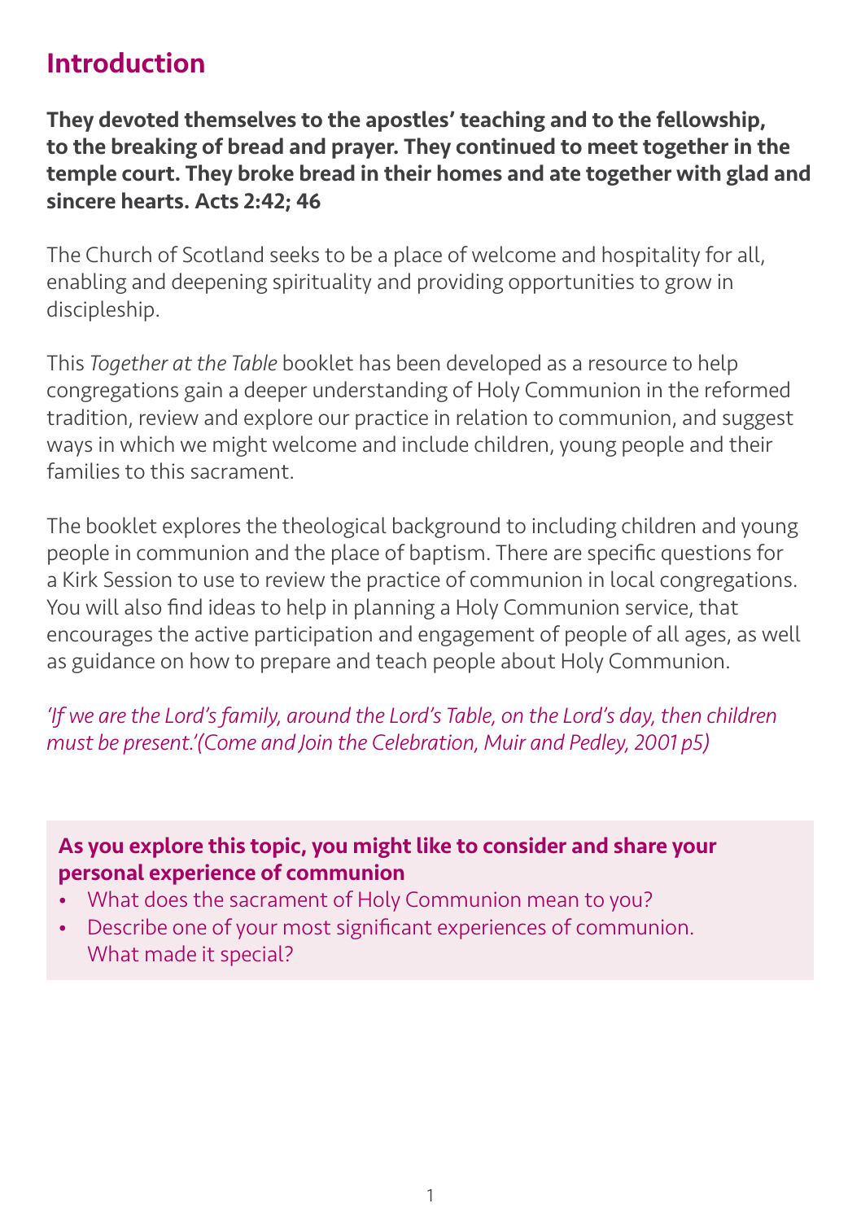## Introduction

**They devoted themselves to the apostles' teaching and to the fellowship, to the breaking of bread and prayer. They continued to meet together in the temple court. They broke bread in their homes and ate together with glad and sincere hearts. Acts 2:42; 46**

The Church of Scotland seeks to be a place of welcome and hospitality for all, enabling and deepening spirituality and providing opportunities to grow in discipleship.

This *Together at the Table* booklet has been developed as a resource to help congregations gain a deeper understanding of Holy Communion in the reformed tradition, review and explore our practice in relation to communion, and suggest ways in which we might welcome and include children, young people and their families to this sacrament.

The booklet explores the theological background to including children and young people in communion and the place of baptism. There are specific questions for a Kirk Session to use to review the practice of communion in local congregations. You will also find ideas to help in planning a Holy Communion service, that encourages the active participation and engagement of people of all ages, as well as guidance on how to prepare and teach people about Holy Communion.

*'If we are the Lord's family, around the Lord's Table, on the Lord's day, then children must be present.'(Come and Join the Celebration, Muir and Pedley, 2001 p5)*

**As you explore this topic, you might like to consider and share your personal experience of communion**

- What does the sacrament of Holy Communion mean to you?
- Describe one of your most significant experiences of communion. What made it special?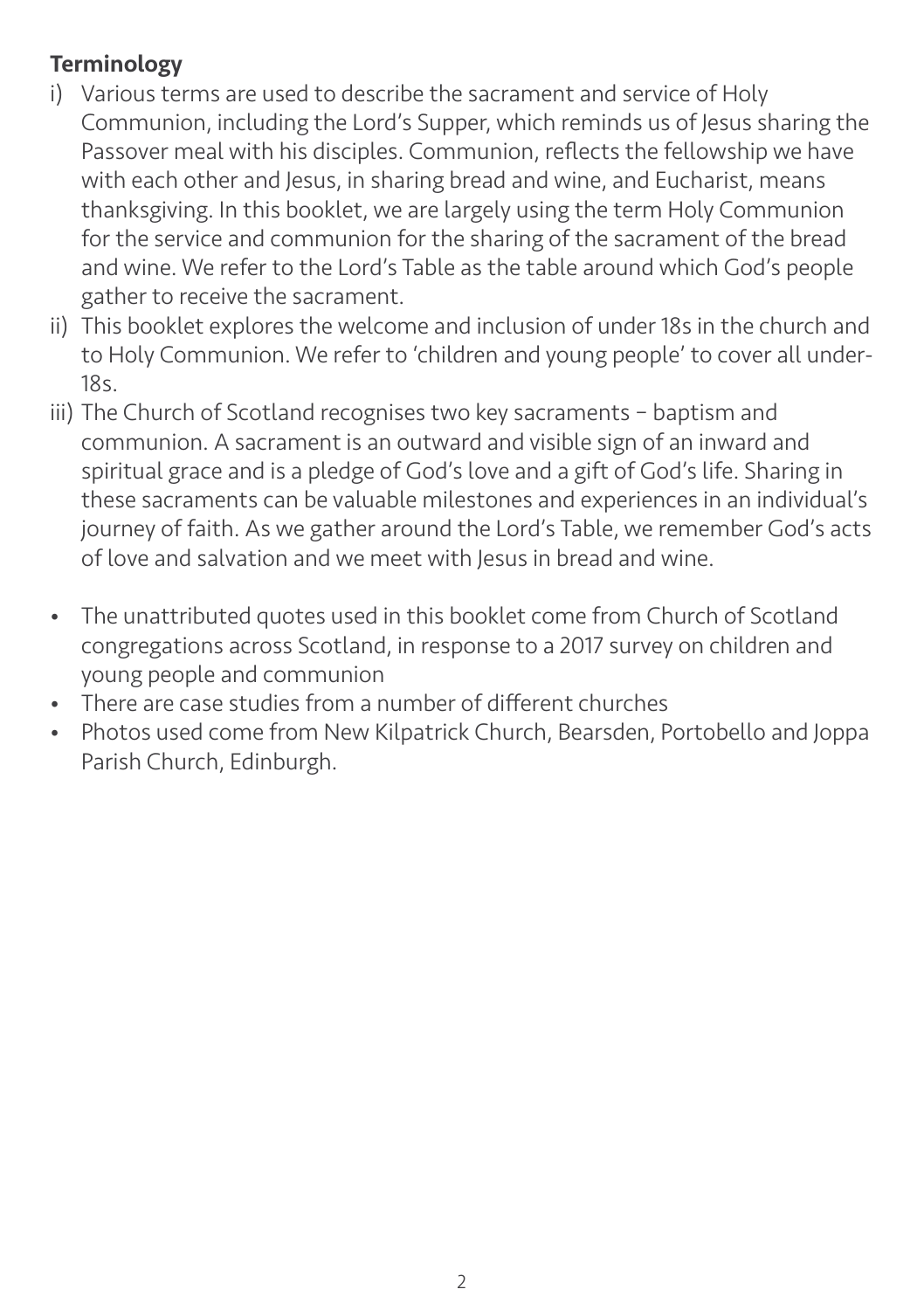**Terminology**

i) Various terms are used to describe the sacrament and service of Holy Communion, including the Lord's Supper, which reminds us of Jesus sharing the Passover meal with his disciples. Communion, reflects the fellowship we have with each other and Jesus, in sharing bread and wine, and Eucharist, means thanksgiving. In this booklet, we are largely using the term Holy Communion for the service and communion for the sharing of the sacrament of the bread and wine. We refer to the Lord's Table as the table around which God's people gather to receive the sacrament.

ii) This booklet explores the welcome and inclusion of under 18s in the church and to Holy Communion. We refer to 'children and young people' to cover all under-18s.

iii) The Church of Scotland recognises two key sacraments – baptism and communion. A sacrament is an outward and visible sign of an inward and spiritual grace and is a pledge of God's love and a gift of God's life. Sharing in these sacraments can be valuable milestones and experiences in an individual's journey of faith. As we gather around the Lord's Table, we remember God's acts of love and salvation and we meet with Jesus in bread and wine.

- The unattributed quotes used in this booklet come from Church of Scotland congregations across Scotland, in response to a 2017 survey on children and young people and communion
- There are case studies from a number of different churches
- Photos used come from New Kilpatrick Church, Bearsden, Portobello and Joppa Parish Church, Edinburgh.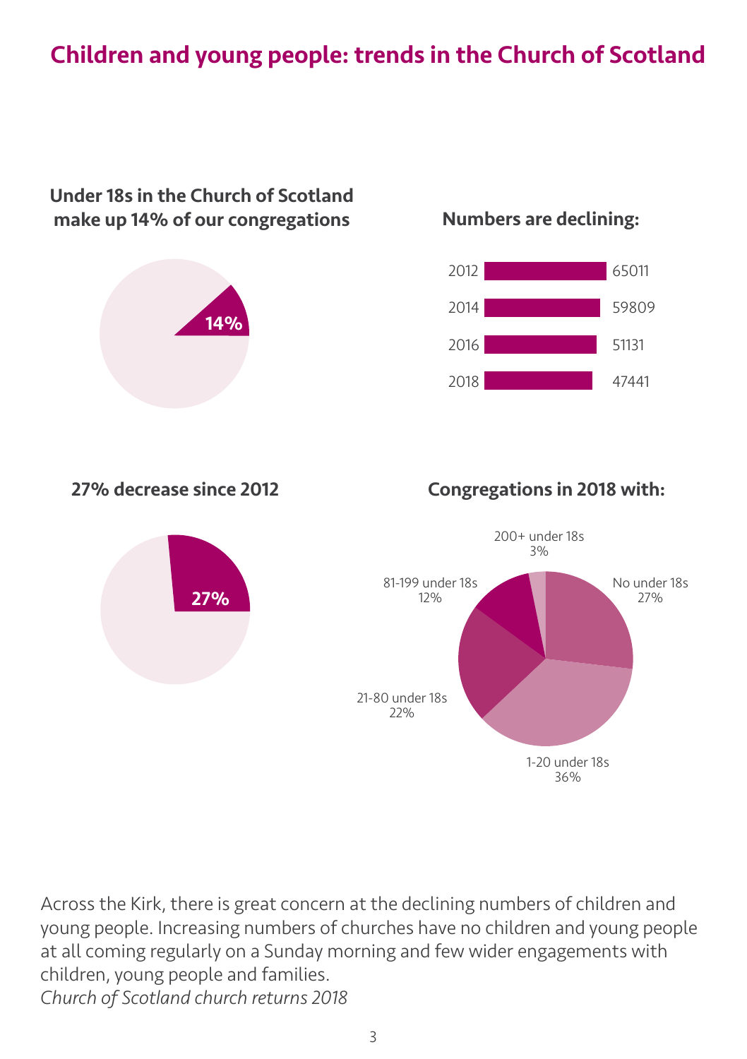# Children and young people: trends in the Church of Scotland

**Under 18s in the Church of Scotland make up 14% of our congregations**

14%

**Numbers are declining:**

| Year | Number |
|---|---|
| 2012 | 65011 |
| 2014 | 59809 |
| 2016 | 51131 |
| 2018 | 47441 |

**27% decrease since 2012**

27%

**Congregations in 2018 with:**

- No under 18s 27%
- 1-20 under 18s 36%
- 21-80 under 18s 22%
- 81-199 under 18s 12%
- 200+ under 18s 3%

Across the Kirk, there is great concern at the declining numbers of children and young people. Increasing numbers of churches have no children and young people at all coming regularly on a Sunday morning and few wider engagements with children, young people and families.
*Church of Scotland church returns 2018*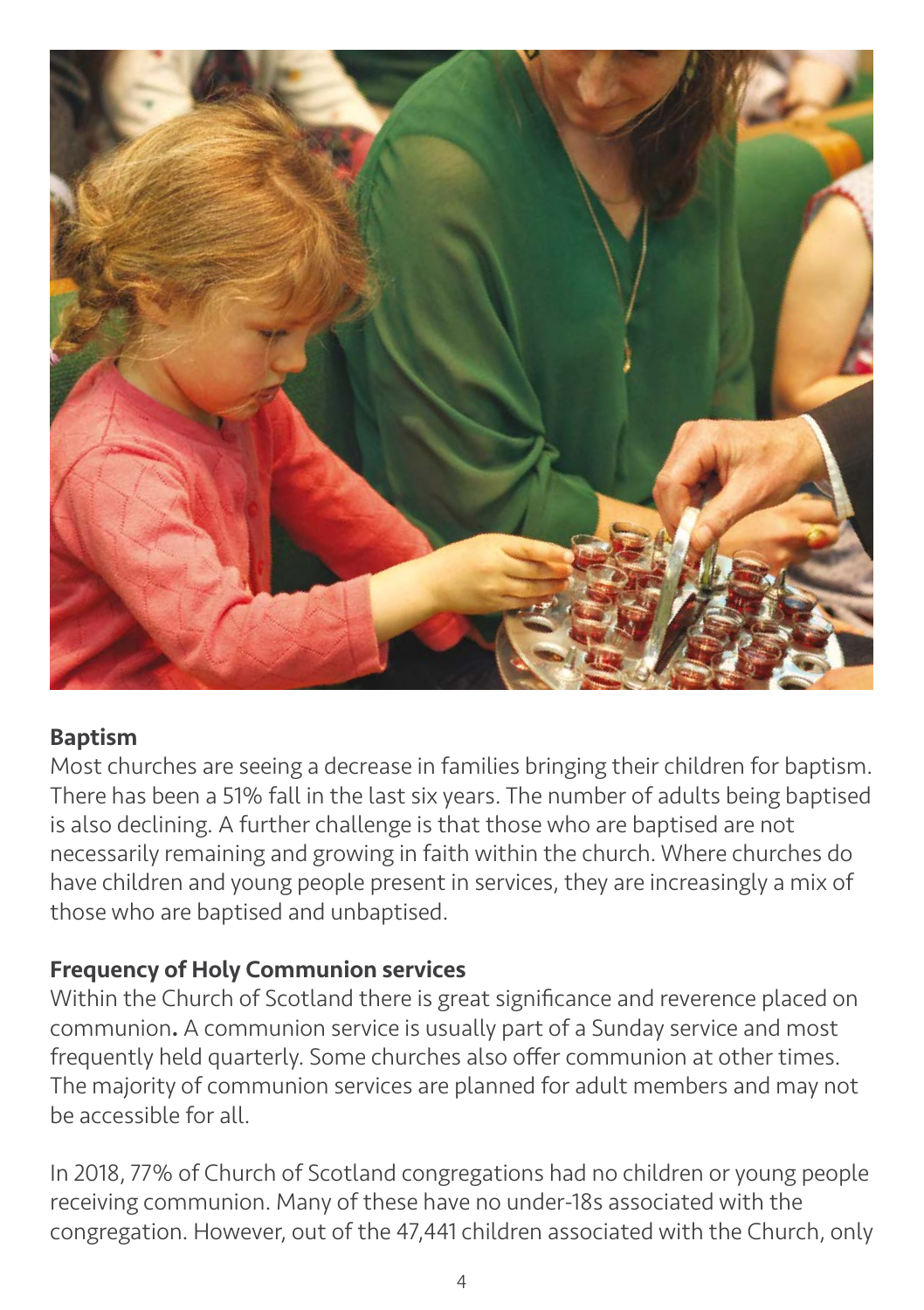## Baptism

Most churches are seeing a decrease in families bringing their children for baptism. There has been a 51% fall in the last six years. The number of adults being baptised is also declining. A further challenge is that those who are baptised are not necessarily remaining and growing in faith within the church. Where churches do have children and young people present in services, they are increasingly a mix of those who are baptised and unbaptised.

## Frequency of Holy Communion services

Within the Church of Scotland there is great significance and reverence placed on communion**.** A communion service is usually part of a Sunday service and most frequently held quarterly. Some churches also offer communion at other times. The majority of communion services are planned for adult members and may not be accessible for all.

In 2018, 77% of Church of Scotland congregations had no children or young people receiving communion. Many of these have no under-18s associated with the congregation. However, out of the 47,441 children associated with the Church, only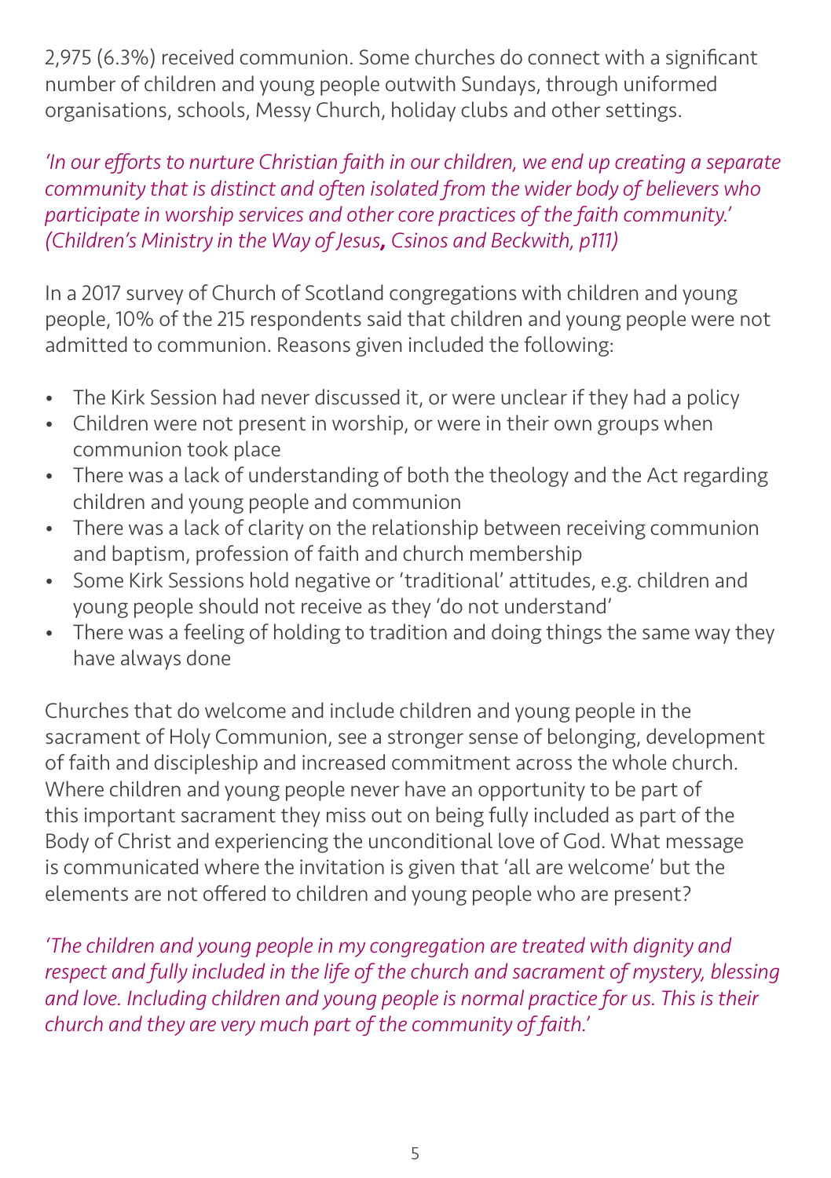2,975 (6.3%) received communion. Some churches do connect with a significant number of children and young people outwith Sundays, through uniformed organisations, schools, Messy Church, holiday clubs and other settings.

*'In our efforts to nurture Christian faith in our children, we end up creating a separate community that is distinct and often isolated from the wider body of believers who participate in worship services and other core practices of the faith community.' (Children's Ministry in the Way of Jesus, Csinos and Beckwith, p111)*

In a 2017 survey of Church of Scotland congregations with children and young people, 10% of the 215 respondents said that children and young people were not admitted to communion. Reasons given included the following:

- The Kirk Session had never discussed it, or were unclear if they had a policy
- Children were not present in worship, or were in their own groups when communion took place
- There was a lack of understanding of both the theology and the Act regarding children and young people and communion
- There was a lack of clarity on the relationship between receiving communion and baptism, profession of faith and church membership
- Some Kirk Sessions hold negative or 'traditional' attitudes, e.g. children and young people should not receive as they 'do not understand'
- There was a feeling of holding to tradition and doing things the same way they have always done

Churches that do welcome and include children and young people in the sacrament of Holy Communion, see a stronger sense of belonging, development of faith and discipleship and increased commitment across the whole church. Where children and young people never have an opportunity to be part of this important sacrament they miss out on being fully included as part of the Body of Christ and experiencing the unconditional love of God. What message is communicated where the invitation is given that 'all are welcome' but the elements are not offered to children and young people who are present?

*'The children and young people in my congregation are treated with dignity and respect and fully included in the life of the church and sacrament of mystery, blessing and love. Including children and young people is normal practice for us. This is their church and they are very much part of the community of faith.'*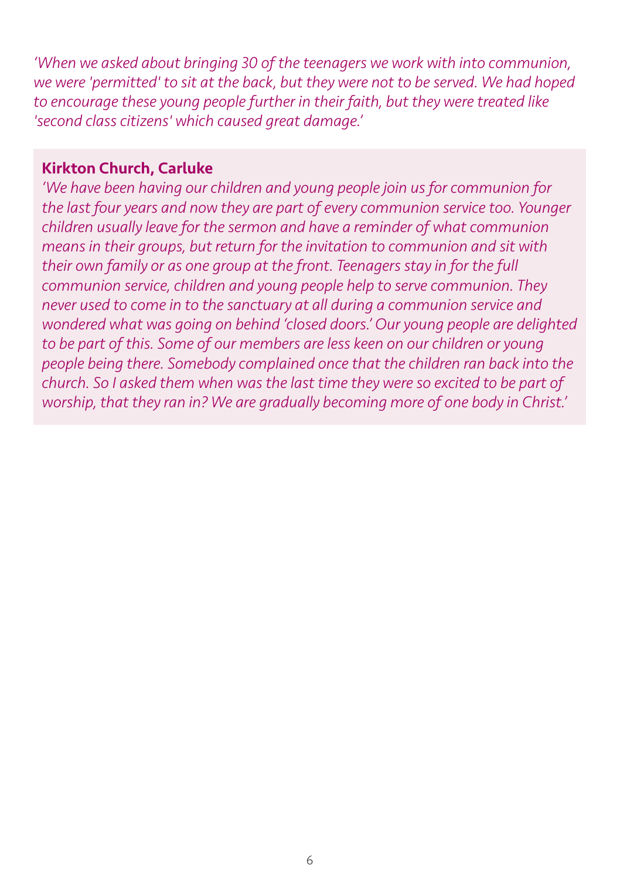*'When we asked about bringing 30 of the teenagers we work with into communion, we were 'permitted' to sit at the back, but they were not to be served. We had hoped to encourage these young people further in their faith, but they were treated like 'second class citizens' which caused great damage.'*

**Kirkton Church, Carluke**

*'We have been having our children and young people join us for communion for the last four years and now they are part of every communion service too. Younger children usually leave for the sermon and have a reminder of what communion means in their groups, but return for the invitation to communion and sit with their own family or as one group at the front. Teenagers stay in for the full communion service, children and young people help to serve communion. They never used to come in to the sanctuary at all during a communion service and wondered what was going on behind 'closed doors.' Our young people are delighted to be part of this. Some of our members are less keen on our children or young people being there. Somebody complained once that the children ran back into the church. So I asked them when was the last time they were so excited to be part of worship, that they ran in? We are gradually becoming more of one body in Christ.'*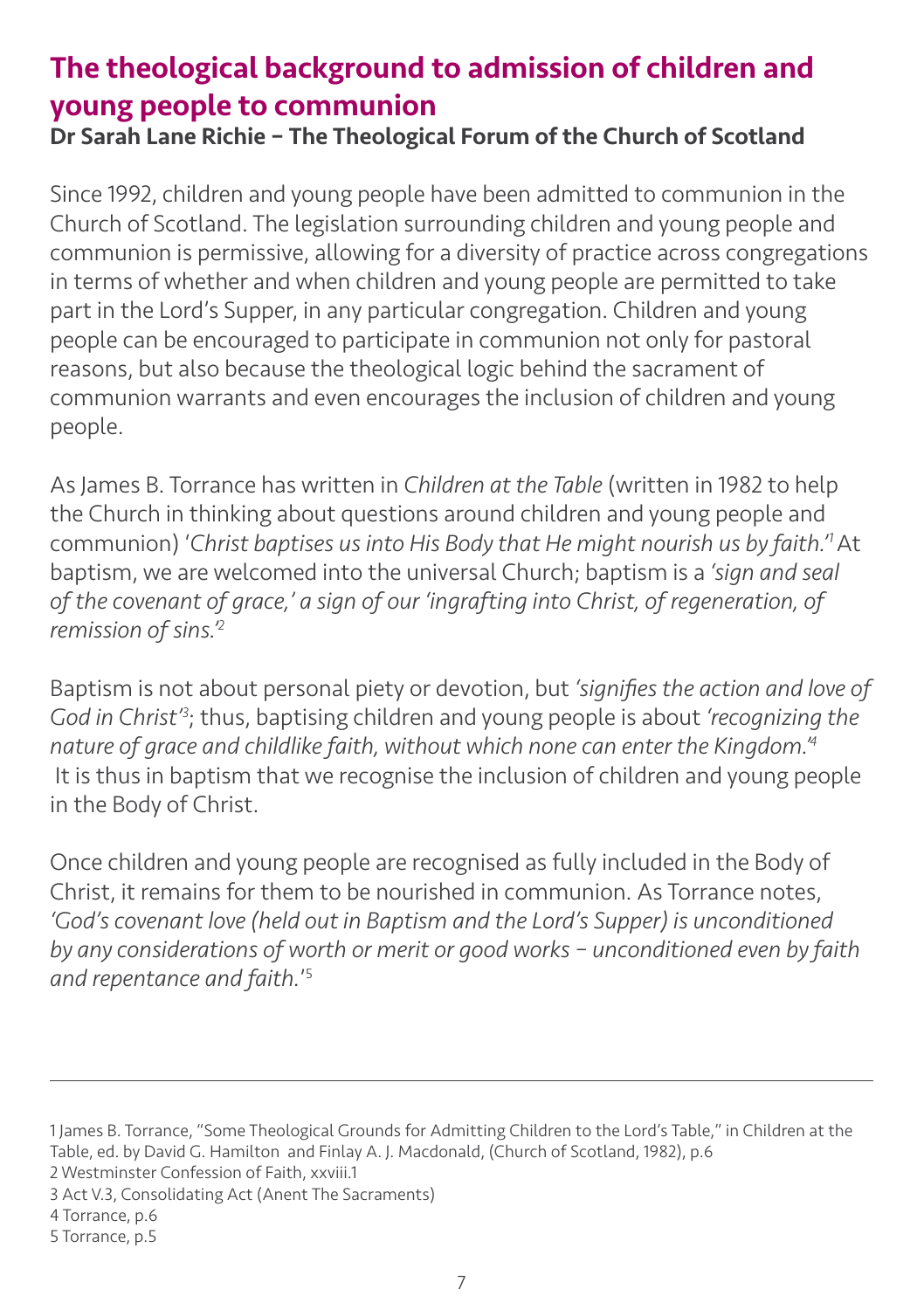## The theological background to admission of children and young people to communion

**Dr Sarah Lane Richie – The Theological Forum of the Church of Scotland**

Since 1992, children and young people have been admitted to communion in the Church of Scotland. The legislation surrounding children and young people and communion is permissive, allowing for a diversity of practice across congregations in terms of whether and when children and young people are permitted to take part in the Lord's Supper, in any particular congregation. Children and young people can be encouraged to participate in communion not only for pastoral reasons, but also because the theological logic behind the sacrament of communion warrants and even encourages the inclusion of children and young people.

As James B. Torrance has written in *Children at the Table* (written in 1982 to help the Church in thinking about questions around children and young people and communion) '*Christ baptises us into His Body that He might nourish us by faith.*'[1] At baptism, we are welcomed into the universal Church; baptism is a *'sign and seal of the covenant of grace,' a sign of our 'ingrafting into Christ, of regeneration, of remission of sins.'*[2]

Baptism is not about personal piety or devotion, but *'signifies the action and love of God in Christ'*[3]; thus, baptising children and young people is about *'recognizing the nature of grace and childlike faith, without which none can enter the Kingdom.'*[4] It is thus in baptism that we recognise the inclusion of children and young people in the Body of Christ.

Once children and young people are recognised as fully included in the Body of Christ, it remains for them to be nourished in communion. As Torrance notes, *'God's covenant love (held out in Baptism and the Lord's Supper) is unconditioned by any considerations of worth or merit or good works – unconditioned even by faith and repentance and faith.'*[5]

---

1 James B. Torrance, "Some Theological Grounds for Admitting Children to the Lord's Table," in Children at the Table, ed. by David G. Hamilton and Finlay A. J. Macdonald, (Church of Scotland, 1982), p.6
2 Westminster Confession of Faith, xxviii.1
3 Act V.3, Consolidating Act (Anent The Sacraments)
4 Torrance, p.6
5 Torrance, p.5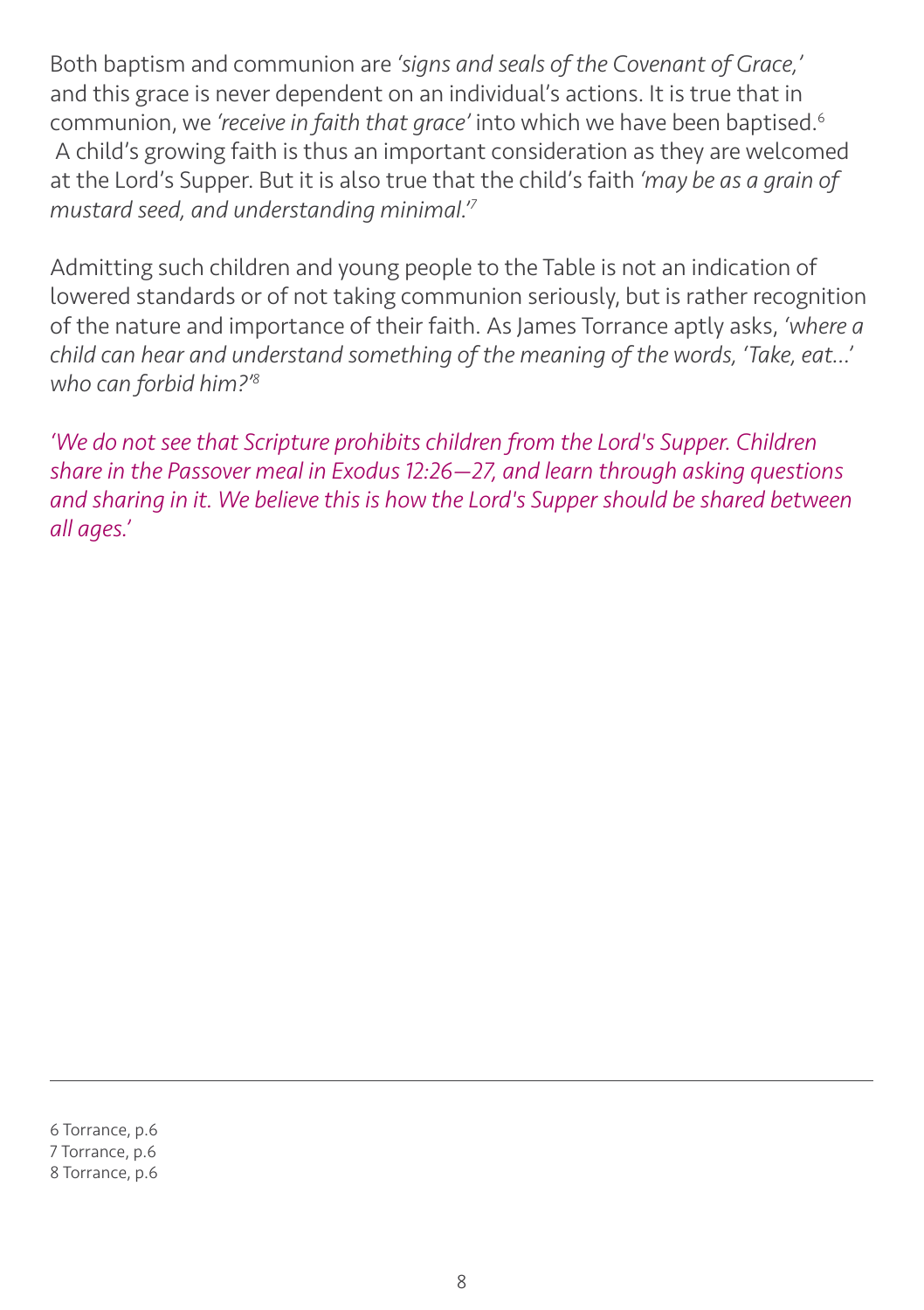Both baptism and communion are *'signs and seals of the Covenant of Grace,'* and this grace is never dependent on an individual's actions. It is true that in communion, we *'receive in faith that grace'* into which we have been baptised.[6] A child's growing faith is thus an important consideration as they are welcomed at the Lord's Supper. But it is also true that the child's faith *'may be as a grain of mustard seed, and understanding minimal.'*[7]

Admitting such children and young people to the Table is not an indication of lowered standards or of not taking communion seriously, but is rather recognition of the nature and importance of their faith. As James Torrance aptly asks, *'where a child can hear and understand something of the meaning of the words, 'Take, eat...' who can forbid him?'*[8]

*'We do not see that Scripture prohibits children from the Lord's Supper. Children share in the Passover meal in Exodus 12:26—27, and learn through asking questions and sharing in it. We believe this is how the Lord's Supper should be shared between all ages.'*

---

6 Torrance, p.6
7 Torrance, p.6
8 Torrance, p.6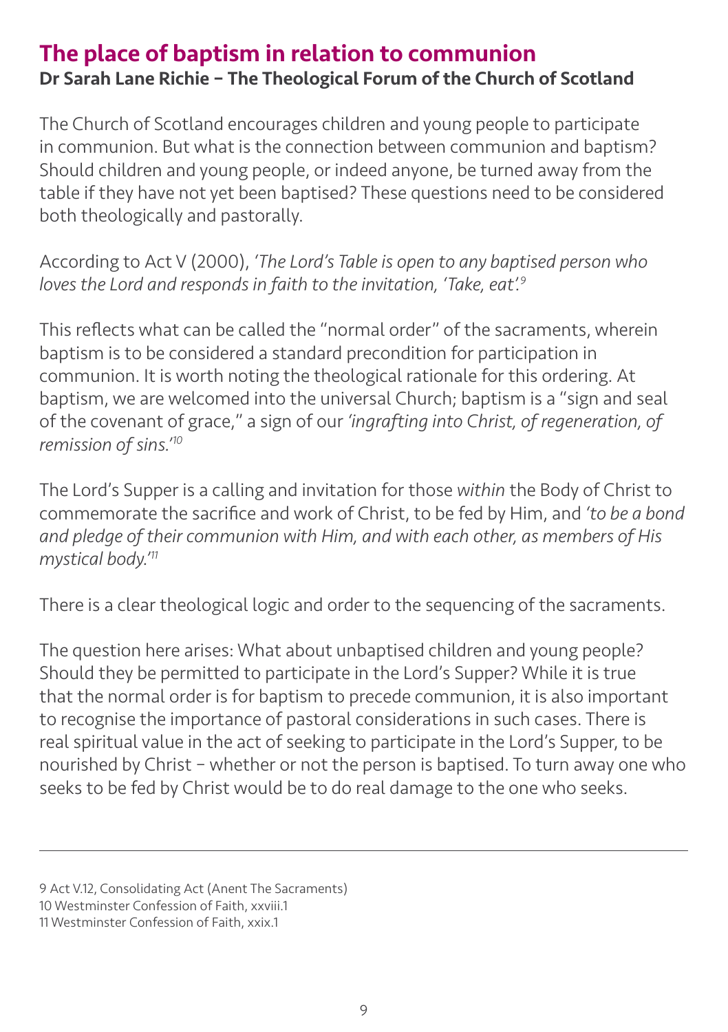## The place of baptism in relation to communion

**Dr Sarah Lane Richie – The Theological Forum of the Church of Scotland**

The Church of Scotland encourages children and young people to participate in communion. But what is the connection between communion and baptism? Should children and young people, or indeed anyone, be turned away from the table if they have not yet been baptised? These questions need to be considered both theologically and pastorally.

According to Act V (2000), *'The Lord's Table is open to any baptised person who loves the Lord and responds in faith to the invitation, 'Take, eat'.*[9]

This reflects what can be called the "normal order" of the sacraments, wherein baptism is to be considered a standard precondition for participation in communion. It is worth noting the theological rationale for this ordering. At baptism, we are welcomed into the universal Church; baptism is a "sign and seal of the covenant of grace," a sign of our *'ingrafting into Christ, of regeneration, of remission of sins.'*[10]

The Lord's Supper is a calling and invitation for those *within* the Body of Christ to commemorate the sacrifice and work of Christ, to be fed by Him, and *'to be a bond and pledge of their communion with Him, and with each other, as members of His mystical body.'*[11]

There is a clear theological logic and order to the sequencing of the sacraments.

The question here arises: What about unbaptised children and young people? Should they be permitted to participate in the Lord's Supper? While it is true that the normal order is for baptism to precede communion, it is also important to recognise the importance of pastoral considerations in such cases. There is real spiritual value in the act of seeking to participate in the Lord's Supper, to be nourished by Christ – whether or not the person is baptised. To turn away one who seeks to be fed by Christ would be to do real damage to the one who seeks.

---

9 Act V.12, Consolidating Act (Anent The Sacraments)
10 Westminster Confession of Faith, xxviii.1
11 Westminster Confession of Faith, xxix.1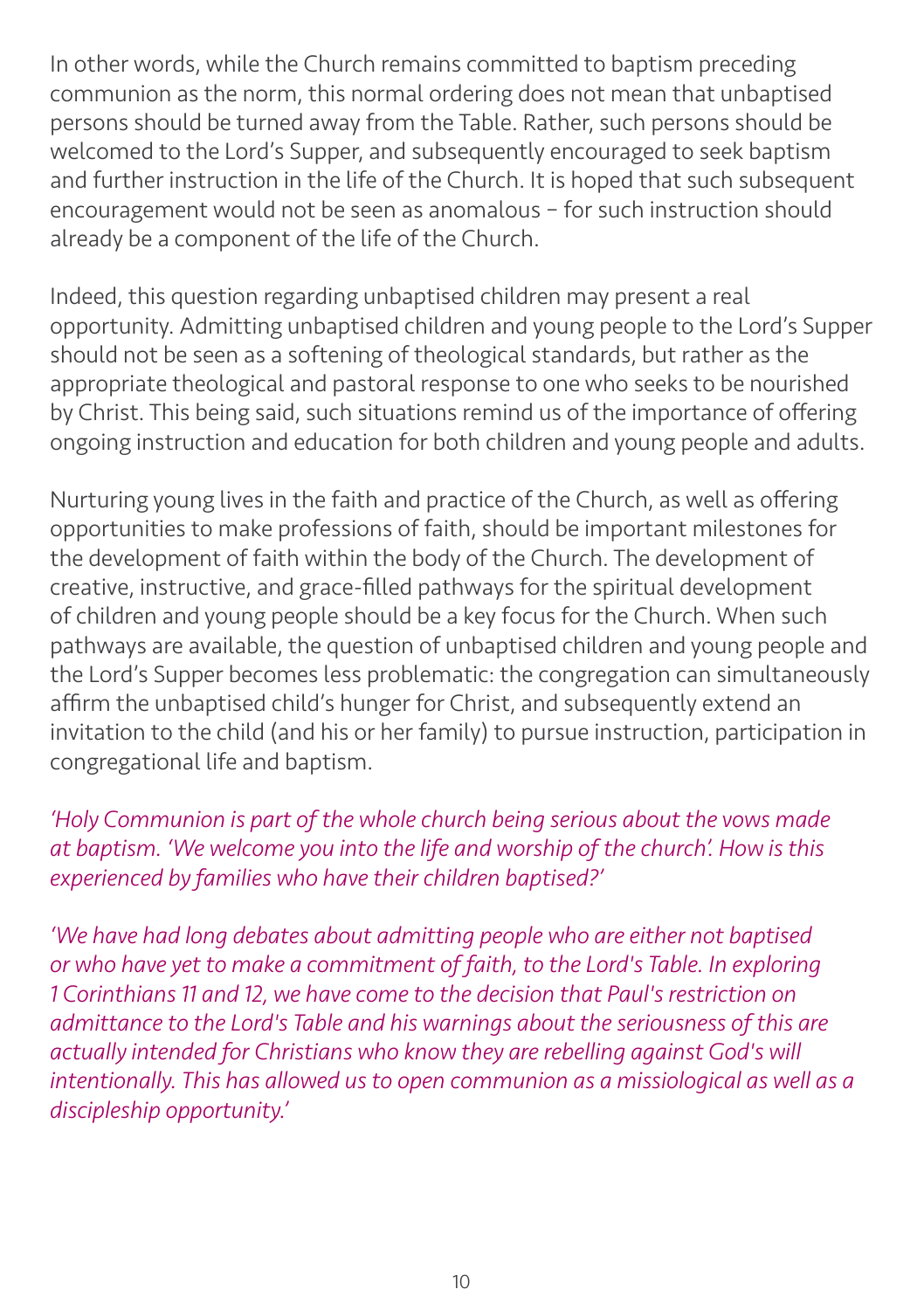In other words, while the Church remains committed to baptism preceding communion as the norm, this normal ordering does not mean that unbaptised persons should be turned away from the Table. Rather, such persons should be welcomed to the Lord's Supper, and subsequently encouraged to seek baptism and further instruction in the life of the Church. It is hoped that such subsequent encouragement would not be seen as anomalous – for such instruction should already be a component of the life of the Church.

Indeed, this question regarding unbaptised children may present a real opportunity. Admitting unbaptised children and young people to the Lord's Supper should not be seen as a softening of theological standards, but rather as the appropriate theological and pastoral response to one who seeks to be nourished by Christ. This being said, such situations remind us of the importance of offering ongoing instruction and education for both children and young people and adults.

Nurturing young lives in the faith and practice of the Church, as well as offering opportunities to make professions of faith, should be important milestones for the development of faith within the body of the Church. The development of creative, instructive, and grace-filled pathways for the spiritual development of children and young people should be a key focus for the Church. When such pathways are available, the question of unbaptised children and young people and the Lord's Supper becomes less problematic: the congregation can simultaneously affirm the unbaptised child's hunger for Christ, and subsequently extend an invitation to the child (and his or her family) to pursue instruction, participation in congregational life and baptism.

*'Holy Communion is part of the whole church being serious about the vows made at baptism. 'We welcome you into the life and worship of the church'. How is this experienced by families who have their children baptised?'*

*'We have had long debates about admitting people who are either not baptised or who have yet to make a commitment of faith, to the Lord's Table. In exploring 1 Corinthians 11 and 12, we have come to the decision that Paul's restriction on admittance to the Lord's Table and his warnings about the seriousness of this are actually intended for Christians who know they are rebelling against God's will intentionally. This has allowed us to open communion as a missiological as well as a discipleship opportunity.'*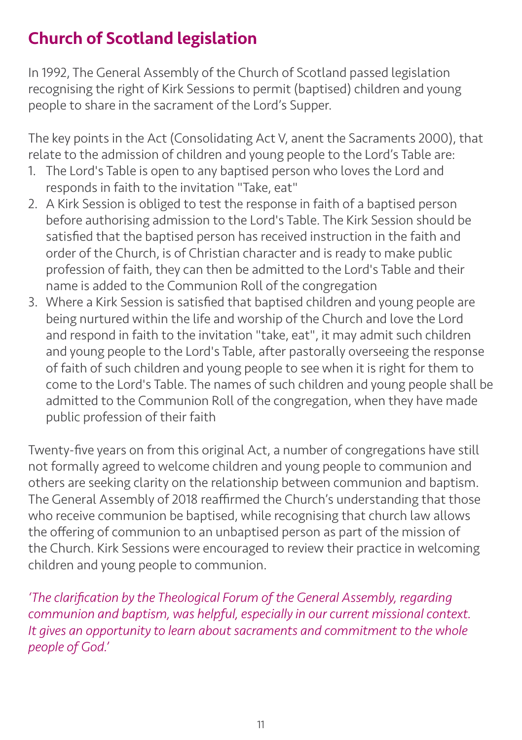## Church of Scotland legislation

In 1992, The General Assembly of the Church of Scotland passed legislation recognising the right of Kirk Sessions to permit (baptised) children and young people to share in the sacrament of the Lord's Supper.

The key points in the Act (Consolidating Act V, anent the Sacraments 2000), that relate to the admission of children and young people to the Lord's Table are:

1. The Lord's Table is open to any baptised person who loves the Lord and responds in faith to the invitation "Take, eat"
2. A Kirk Session is obliged to test the response in faith of a baptised person before authorising admission to the Lord's Table. The Kirk Session should be satisfied that the baptised person has received instruction in the faith and order of the Church, is of Christian character and is ready to make public profession of faith, they can then be admitted to the Lord's Table and their name is added to the Communion Roll of the congregation
3. Where a Kirk Session is satisfied that baptised children and young people are being nurtured within the life and worship of the Church and love the Lord and respond in faith to the invitation "take, eat", it may admit such children and young people to the Lord's Table, after pastorally overseeing the response of faith of such children and young people to see when it is right for them to come to the Lord's Table. The names of such children and young people shall be admitted to the Communion Roll of the congregation, when they have made public profession of their faith

Twenty-five years on from this original Act, a number of congregations have still not formally agreed to welcome children and young people to communion and others are seeking clarity on the relationship between communion and baptism. The General Assembly of 2018 reaffirmed the Church's understanding that those who receive communion be baptised, while recognising that church law allows the offering of communion to an unbaptised person as part of the mission of the Church. Kirk Sessions were encouraged to review their practice in welcoming children and young people to communion.

*'The clarification by the Theological Forum of the General Assembly, regarding communion and baptism, was helpful, especially in our current missional context. It gives an opportunity to learn about sacraments and commitment to the whole people of God.'*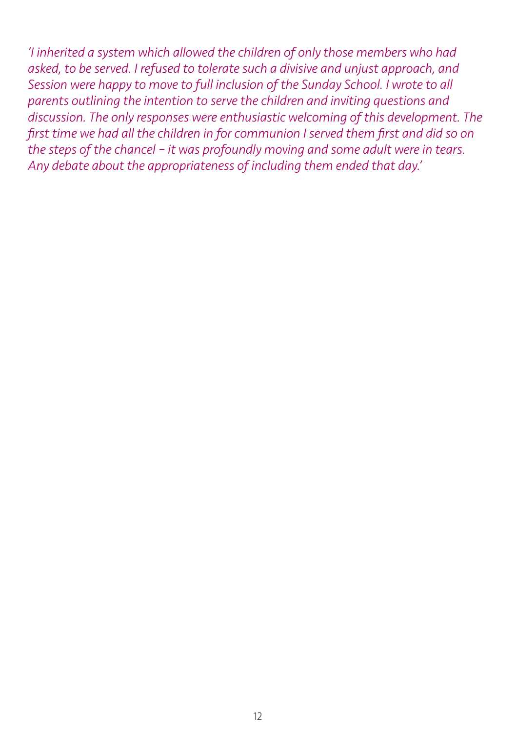*'I inherited a system which allowed the children of only those members who had asked, to be served. I refused to tolerate such a divisive and unjust approach, and Session were happy to move to full inclusion of the Sunday School. I wrote to all parents outlining the intention to serve the children and inviting questions and discussion. The only responses were enthusiastic welcoming of this development. The first time we had all the children in for communion I served them first and did so on the steps of the chancel – it was profoundly moving and some adult were in tears. Any debate about the appropriateness of including them ended that day.'*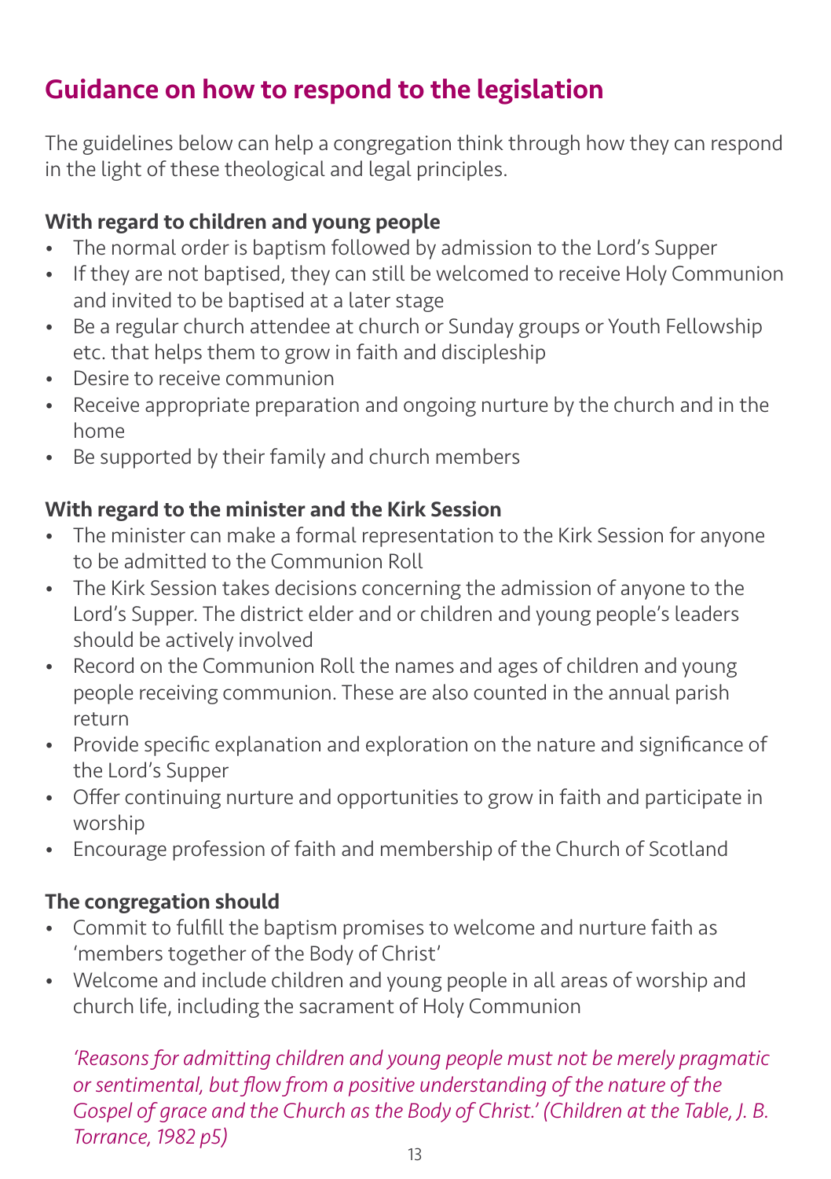## Guidance on how to respond to the legislation

The guidelines below can help a congregation think through how they can respond in the light of these theological and legal principles.

**With regard to children and young people**

- The normal order is baptism followed by admission to the Lord's Supper
- If they are not baptised, they can still be welcomed to receive Holy Communion and invited to be baptised at a later stage
- Be a regular church attendee at church or Sunday groups or Youth Fellowship etc. that helps them to grow in faith and discipleship
- Desire to receive communion
- Receive appropriate preparation and ongoing nurture by the church and in the home
- Be supported by their family and church members

**With regard to the minister and the Kirk Session**

- The minister can make a formal representation to the Kirk Session for anyone to be admitted to the Communion Roll
- The Kirk Session takes decisions concerning the admission of anyone to the Lord's Supper. The district elder and or children and young people's leaders should be actively involved
- Record on the Communion Roll the names and ages of children and young people receiving communion. These are also counted in the annual parish return
- Provide specific explanation and exploration on the nature and significance of the Lord's Supper
- Offer continuing nurture and opportunities to grow in faith and participate in worship
- Encourage profession of faith and membership of the Church of Scotland

**The congregation should**

- Commit to fulfill the baptism promises to welcome and nurture faith as 'members together of the Body of Christ'
- Welcome and include children and young people in all areas of worship and church life, including the sacrament of Holy Communion

*'Reasons for admitting children and young people must not be merely pragmatic or sentimental, but flow from a positive understanding of the nature of the Gospel of grace and the Church as the Body of Christ.' (Children at the Table, J. B. Torrance, 1982 p5)*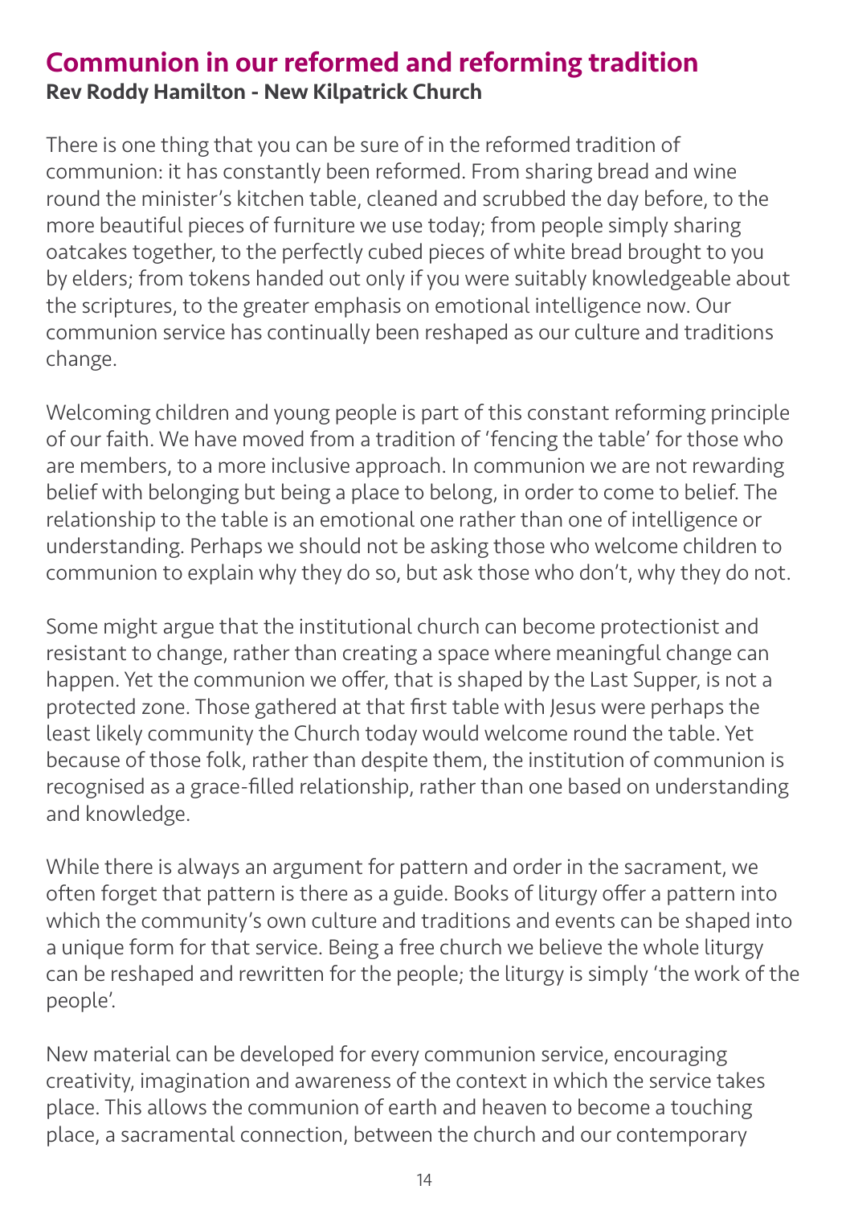## Communion in our reformed and reforming tradition

**Rev Roddy Hamilton - New Kilpatrick Church**

There is one thing that you can be sure of in the reformed tradition of communion: it has constantly been reformed. From sharing bread and wine round the minister's kitchen table, cleaned and scrubbed the day before, to the more beautiful pieces of furniture we use today; from people simply sharing oatcakes together, to the perfectly cubed pieces of white bread brought to you by elders; from tokens handed out only if you were suitably knowledgeable about the scriptures, to the greater emphasis on emotional intelligence now. Our communion service has continually been reshaped as our culture and traditions change.

Welcoming children and young people is part of this constant reforming principle of our faith. We have moved from a tradition of 'fencing the table' for those who are members, to a more inclusive approach. In communion we are not rewarding belief with belonging but being a place to belong, in order to come to belief. The relationship to the table is an emotional one rather than one of intelligence or understanding. Perhaps we should not be asking those who welcome children to communion to explain why they do so, but ask those who don't, why they do not.

Some might argue that the institutional church can become protectionist and resistant to change, rather than creating a space where meaningful change can happen. Yet the communion we offer, that is shaped by the Last Supper, is not a protected zone. Those gathered at that first table with Jesus were perhaps the least likely community the Church today would welcome round the table. Yet because of those folk, rather than despite them, the institution of communion is recognised as a grace-filled relationship, rather than one based on understanding and knowledge.

While there is always an argument for pattern and order in the sacrament, we often forget that pattern is there as a guide. Books of liturgy offer a pattern into which the community's own culture and traditions and events can be shaped into a unique form for that service. Being a free church we believe the whole liturgy can be reshaped and rewritten for the people; the liturgy is simply 'the work of the people'.

New material can be developed for every communion service, encouraging creativity, imagination and awareness of the context in which the service takes place. This allows the communion of earth and heaven to become a touching place, a sacramental connection, between the church and our contemporary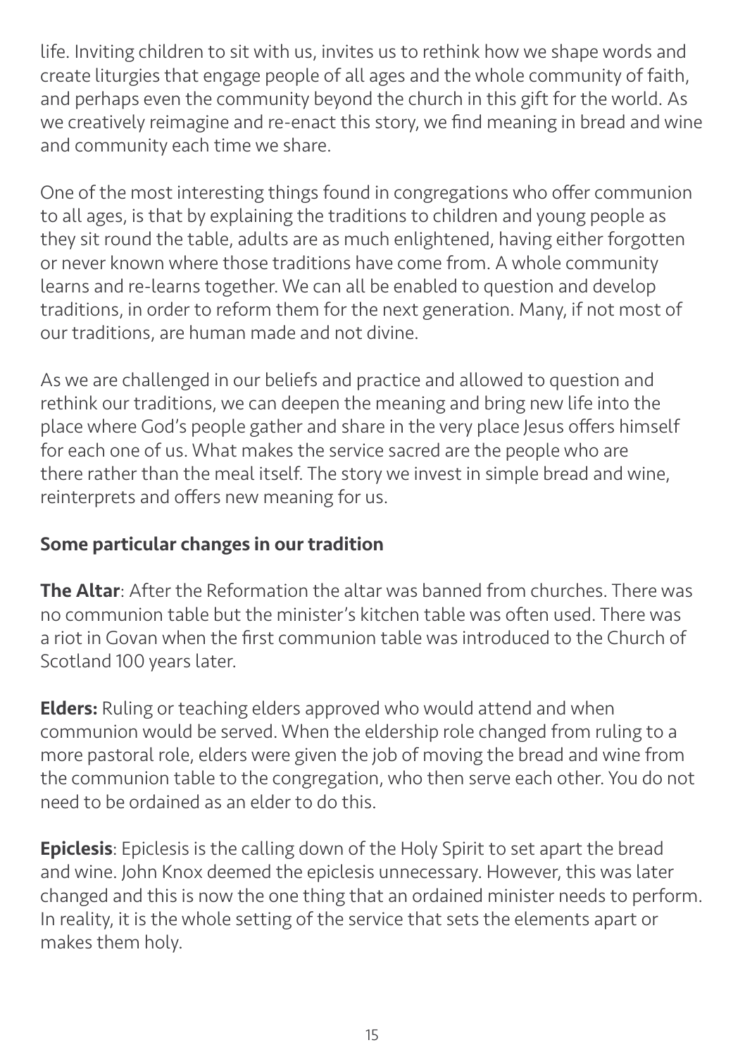life. Inviting children to sit with us, invites us to rethink how we shape words and create liturgies that engage people of all ages and the whole community of faith, and perhaps even the community beyond the church in this gift for the world. As we creatively reimagine and re-enact this story, we find meaning in bread and wine and community each time we share.

One of the most interesting things found in congregations who offer communion to all ages, is that by explaining the traditions to children and young people as they sit round the table, adults are as much enlightened, having either forgotten or never known where those traditions have come from. A whole community learns and re-learns together. We can all be enabled to question and develop traditions, in order to reform them for the next generation. Many, if not most of our traditions, are human made and not divine.

As we are challenged in our beliefs and practice and allowed to question and rethink our traditions, we can deepen the meaning and bring new life into the place where God's people gather and share in the very place Jesus offers himself for each one of us. What makes the service sacred are the people who are there rather than the meal itself. The story we invest in simple bread and wine, reinterprets and offers new meaning for us.

### Some particular changes in our tradition

**The Altar**: After the Reformation the altar was banned from churches. There was no communion table but the minister's kitchen table was often used. There was a riot in Govan when the first communion table was introduced to the Church of Scotland 100 years later.

**Elders:** Ruling or teaching elders approved who would attend and when communion would be served. When the eldership role changed from ruling to a more pastoral role, elders were given the job of moving the bread and wine from the communion table to the congregation, who then serve each other. You do not need to be ordained as an elder to do this.

**Epiclesis**: Epiclesis is the calling down of the Holy Spirit to set apart the bread and wine. John Knox deemed the epiclesis unnecessary. However, this was later changed and this is now the one thing that an ordained minister needs to perform. In reality, it is the whole setting of the service that sets the elements apart or makes them holy.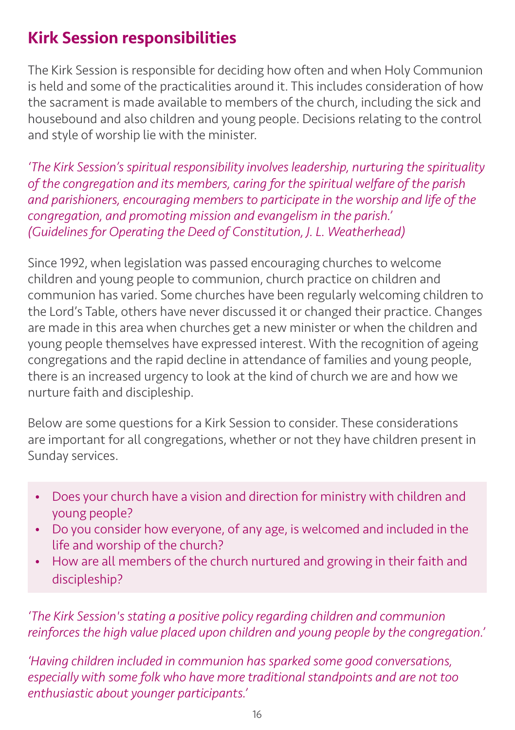## Kirk Session responsibilities

The Kirk Session is responsible for deciding how often and when Holy Communion is held and some of the practicalities around it. This includes consideration of how the sacrament is made available to members of the church, including the sick and housebound and also children and young people. Decisions relating to the control and style of worship lie with the minister.

*'The Kirk Session's spiritual responsibility involves leadership, nurturing the spirituality of the congregation and its members, caring for the spiritual welfare of the parish and parishioners, encouraging members to participate in the worship and life of the congregation, and promoting mission and evangelism in the parish.' (Guidelines for Operating the Deed of Constitution, J. L. Weatherhead)*

Since 1992, when legislation was passed encouraging churches to welcome children and young people to communion, church practice on children and communion has varied. Some churches have been regularly welcoming children to the Lord's Table, others have never discussed it or changed their practice. Changes are made in this area when churches get a new minister or when the children and young people themselves have expressed interest. With the recognition of ageing congregations and the rapid decline in attendance of families and young people, there is an increased urgency to look at the kind of church we are and how we nurture faith and discipleship.

Below are some questions for a Kirk Session to consider. These considerations are important for all congregations, whether or not they have children present in Sunday services.

- Does your church have a vision and direction for ministry with children and young people?
- Do you consider how everyone, of any age, is welcomed and included in the life and worship of the church?
- How are all members of the church nurtured and growing in their faith and discipleship?

*'The Kirk Session's stating a positive policy regarding children and communion reinforces the high value placed upon children and young people by the congregation.'*

*'Having children included in communion has sparked some good conversations, especially with some folk who have more traditional standpoints and are not too enthusiastic about younger participants.'*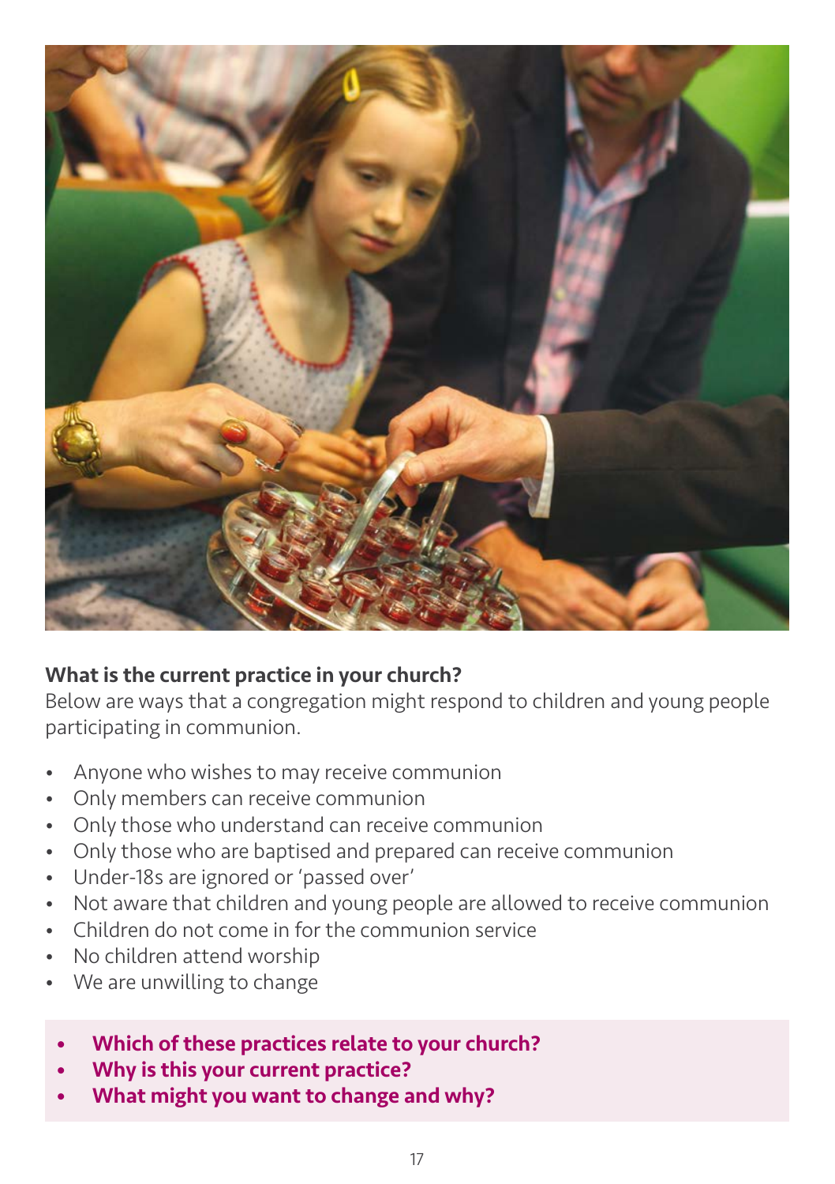**What is the current practice in your church?**

Below are ways that a congregation might respond to children and young people participating in communion.

- Anyone who wishes to may receive communion
- Only members can receive communion
- Only those who understand can receive communion
- Only those who are baptised and prepared can receive communion
- Under-18s are ignored or 'passed over'
- Not aware that children and young people are allowed to receive communion
- Children do not come in for the communion service
- No children attend worship
- We are unwilling to change

- **Which of these practices relate to your church?**
- **Why is this your current practice?**
- **What might you want to change and why?**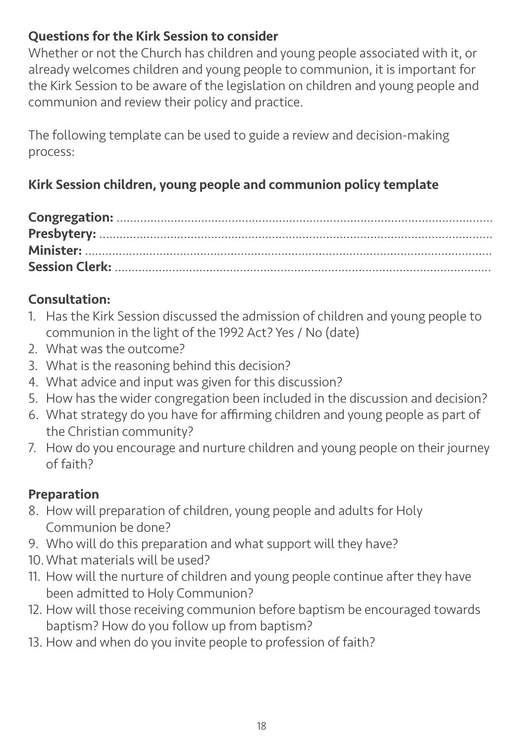## Questions for the Kirk Session to consider

Whether or not the Church has children and young people associated with it, or already welcomes children and young people to communion, it is important for the Kirk Session to be aware of the legislation on children and young people and communion and review their policy and practice.

The following template can be used to guide a review and decision-making process:

### Kirk Session children, young people and communion policy template

**Congregation:** ..........................................................................................................
**Presbytery:** ..............................................................................................................
**Minister:** ...................................................................................................................
**Session Clerk:** ...........................................................................................................

### Consultation:

1. Has the Kirk Session discussed the admission of children and young people to communion in the light of the 1992 Act? Yes / No (date)
2. What was the outcome?
3. What is the reasoning behind this decision?
4. What advice and input was given for this discussion?
5. How has the wider congregation been included in the discussion and decision?
6. What strategy do you have for affirming children and young people as part of the Christian community?
7. How do you encourage and nurture children and young people on their journey of faith?

### Preparation

8. How will preparation of children, young people and adults for Holy Communion be done?
9. Who will do this preparation and what support will they have?
10. What materials will be used?
11. How will the nurture of children and young people continue after they have been admitted to Holy Communion?
12. How will those receiving communion before baptism be encouraged towards baptism? How do you follow up from baptism?
13. How and when do you invite people to profession of faith?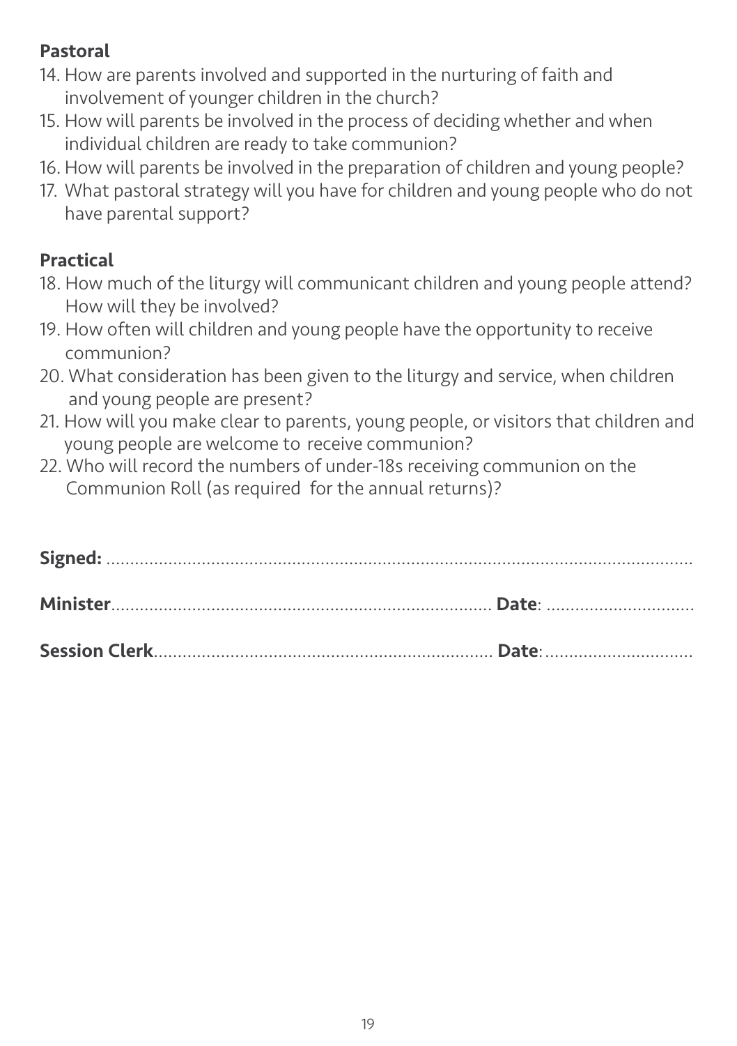**Pastoral**

14. How are parents involved and supported in the nurturing of faith and involvement of younger children in the church?
15. How will parents be involved in the process of deciding whether and when individual children are ready to take communion?
16. How will parents be involved in the preparation of children and young people?
17. What pastoral strategy will you have for children and young people who do not have parental support?

**Practical**

18. How much of the liturgy will communicant children and young people attend? How will they be involved?
19. How often will children and young people have the opportunity to receive communion?
20. What consideration has been given to the liturgy and service, when children and young people are present?
21. How will you make clear to parents, young people, or visitors that children and young people are welcome to receive communion?
22. Who will record the numbers of under-18s receiving communion on the Communion Roll (as required for the annual returns)?

**Signed:** ..........................................................................................................

**Minister**.............................................................................. **Date**: ..............................

**Session Clerk**..................................................................... **Date**:..............................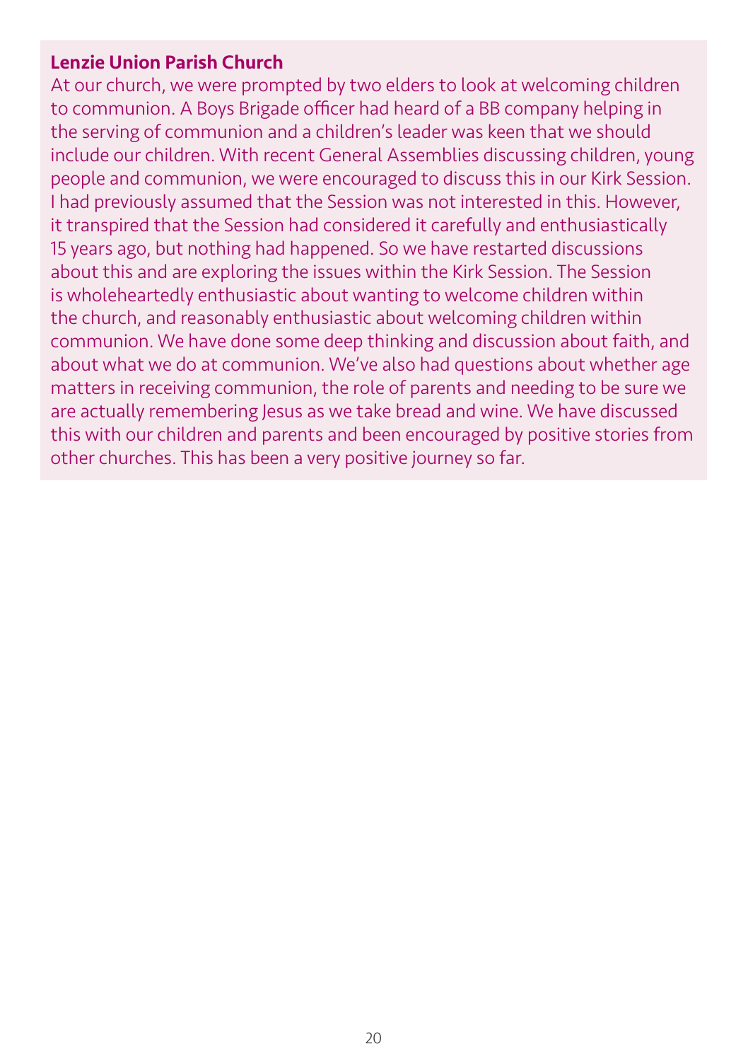**Lenzie Union Parish Church**

At our church, we were prompted by two elders to look at welcoming children to communion. A Boys Brigade officer had heard of a BB company helping in the serving of communion and a children's leader was keen that we should include our children. With recent General Assemblies discussing children, young people and communion, we were encouraged to discuss this in our Kirk Session. I had previously assumed that the Session was not interested in this. However, it transpired that the Session had considered it carefully and enthusiastically 15 years ago, but nothing had happened. So we have restarted discussions about this and are exploring the issues within the Kirk Session. The Session is wholeheartedly enthusiastic about wanting to welcome children within the church, and reasonably enthusiastic about welcoming children within communion. We have done some deep thinking and discussion about faith, and about what we do at communion. We've also had questions about whether age matters in receiving communion, the role of parents and needing to be sure we are actually remembering Jesus as we take bread and wine. We have discussed this with our children and parents and been encouraged by positive stories from other churches. This has been a very positive journey so far.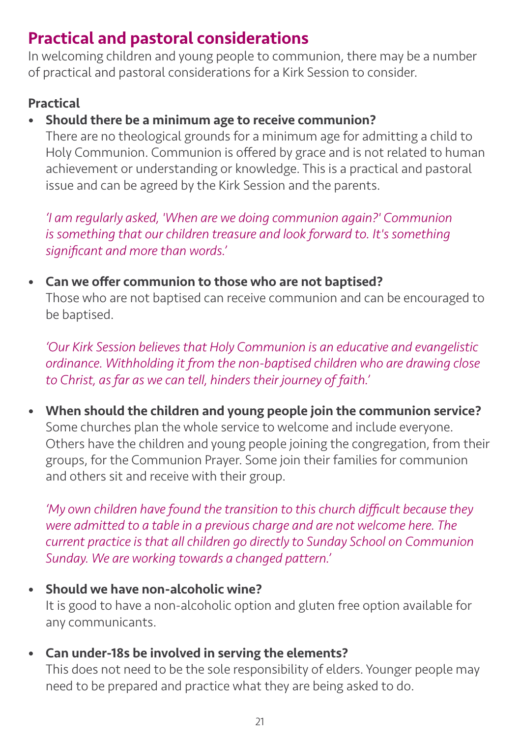## Practical and pastoral considerations

In welcoming children and young people to communion, there may be a number of practical and pastoral considerations for a Kirk Session to consider.

**Practical**

- **Should there be a minimum age to receive communion?**
  There are no theological grounds for a minimum age for admitting a child to Holy Communion. Communion is offered by grace and is not related to human achievement or understanding or knowledge. This is a practical and pastoral issue and can be agreed by the Kirk Session and the parents.

  *'I am regularly asked, 'When are we doing communion again?' Communion is something that our children treasure and look forward to. It's something significant and more than words.'*

- **Can we offer communion to those who are not baptised?**
  Those who are not baptised can receive communion and can be encouraged to be baptised.

  *'Our Kirk Session believes that Holy Communion is an educative and evangelistic ordinance. Withholding it from the non-baptised children who are drawing close to Christ, as far as we can tell, hinders their journey of faith.'*

- **When should the children and young people join the communion service?**
  Some churches plan the whole service to welcome and include everyone. Others have the children and young people joining the congregation, from their groups, for the Communion Prayer. Some join their families for communion and others sit and receive with their group.

  *'My own children have found the transition to this church difficult because they were admitted to a table in a previous charge and are not welcome here. The current practice is that all children go directly to Sunday School on Communion Sunday. We are working towards a changed pattern.'*

- **Should we have non-alcoholic wine?**
  It is good to have a non-alcoholic option and gluten free option available for any communicants.

- **Can under-18s be involved in serving the elements?**
  This does not need to be the sole responsibility of elders. Younger people may need to be prepared and practice what they are being asked to do.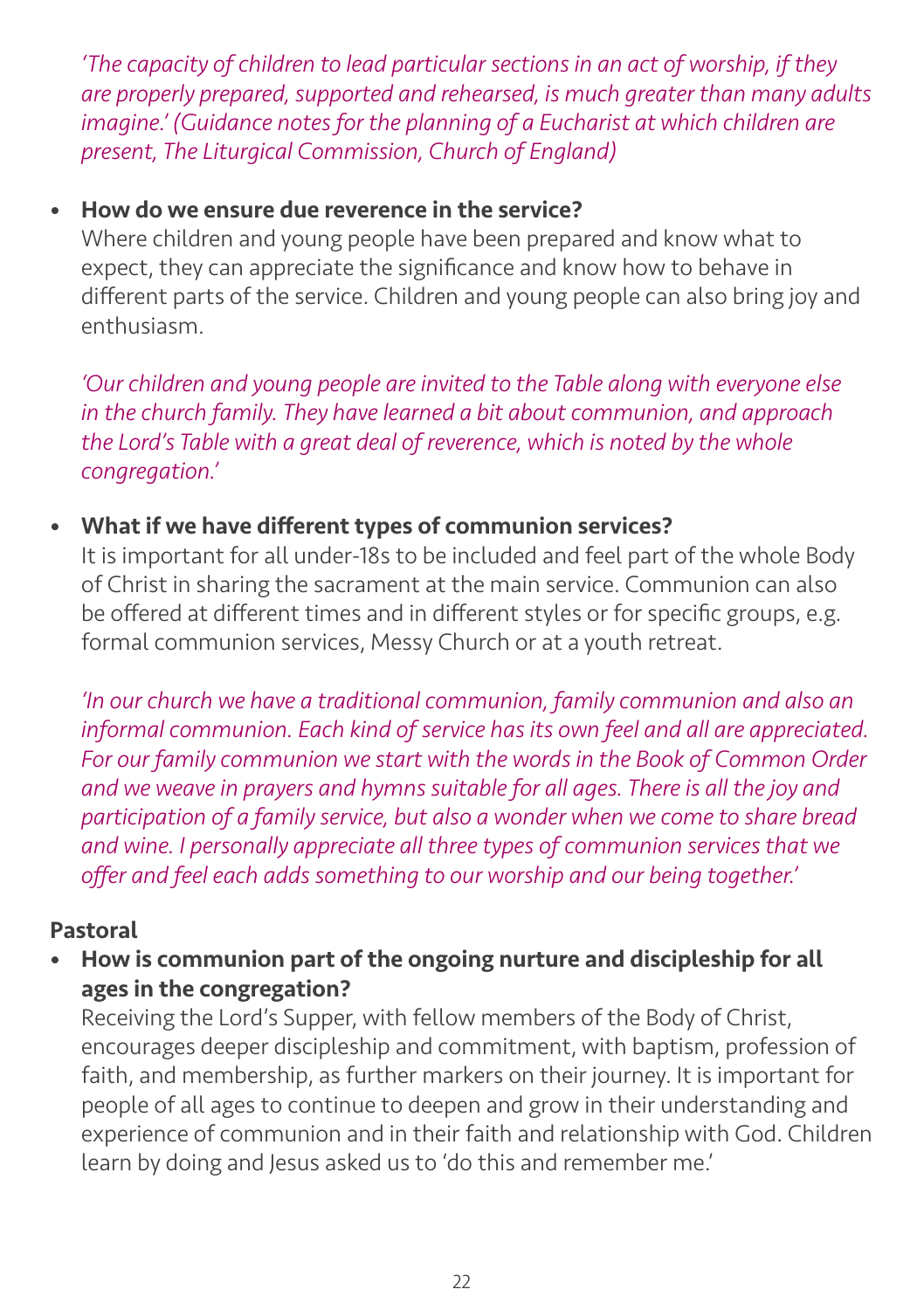*'The capacity of children to lead particular sections in an act of worship, if they are properly prepared, supported and rehearsed, is much greater than many adults imagine.' (Guidance notes for the planning of a Eucharist at which children are present, The Liturgical Commission, Church of England)*

- **How do we ensure due reverence in the service?**
  Where children and young people have been prepared and know what to expect, they can appreciate the significance and know how to behave in different parts of the service. Children and young people can also bring joy and enthusiasm.

  *'Our children and young people are invited to the Table along with everyone else in the church family. They have learned a bit about communion, and approach the Lord's Table with a great deal of reverence, which is noted by the whole congregation.'*

- **What if we have different types of communion services?**
  It is important for all under-18s to be included and feel part of the whole Body of Christ in sharing the sacrament at the main service. Communion can also be offered at different times and in different styles or for specific groups, e.g. formal communion services, Messy Church or at a youth retreat.

  *'In our church we have a traditional communion, family communion and also an informal communion. Each kind of service has its own feel and all are appreciated. For our family communion we start with the words in the Book of Common Order and we weave in prayers and hymns suitable for all ages. There is all the joy and participation of a family service, but also a wonder when we come to share bread and wine. I personally appreciate all three types of communion services that we offer and feel each adds something to our worship and our being together.'*

**Pastoral**

- **How is communion part of the ongoing nurture and discipleship for all ages in the congregation?**
  Receiving the Lord's Supper, with fellow members of the Body of Christ, encourages deeper discipleship and commitment, with baptism, profession of faith, and membership, as further markers on their journey. It is important for people of all ages to continue to deepen and grow in their understanding and experience of communion and in their faith and relationship with God. Children learn by doing and Jesus asked us to 'do this and remember me.'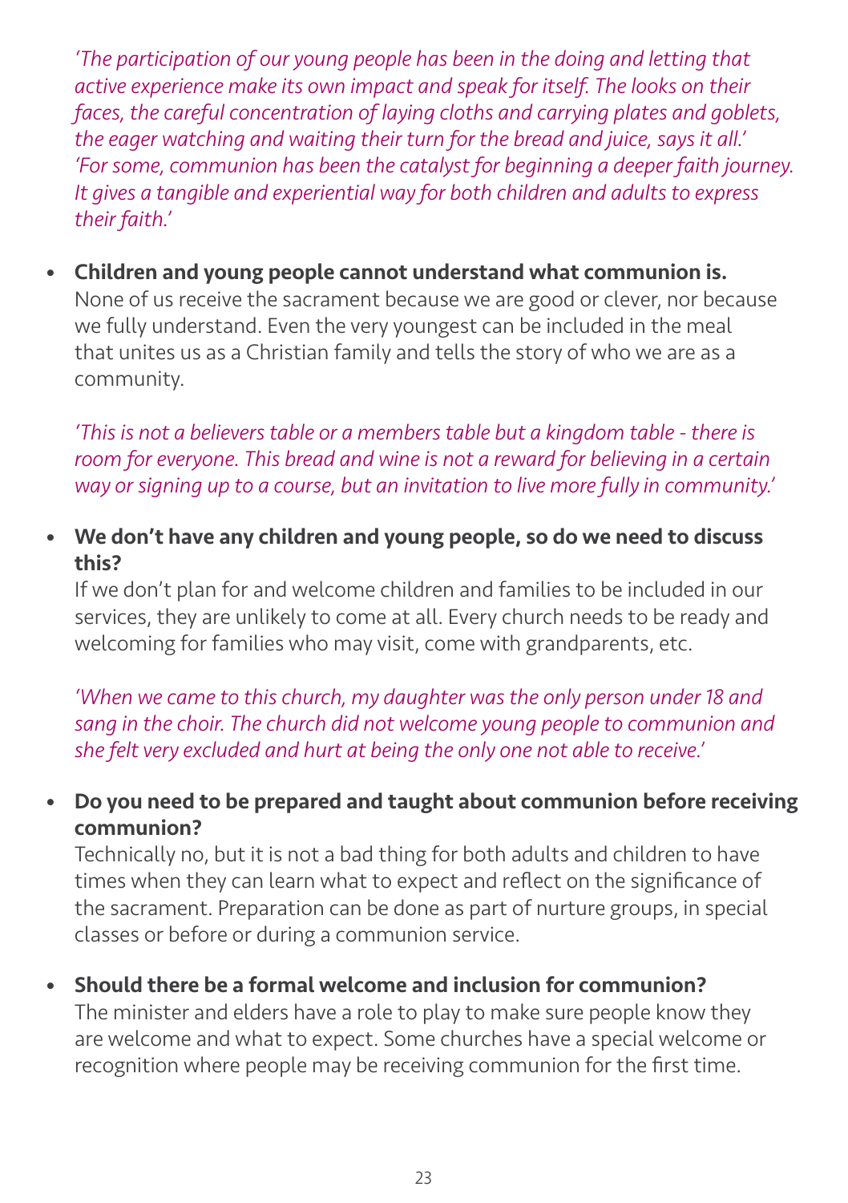*'The participation of our young people has been in the doing and letting that active experience make its own impact and speak for itself. The looks on their faces, the careful concentration of laying cloths and carrying plates and goblets, the eager watching and waiting their turn for the bread and juice, says it all.' 'For some, communion has been the catalyst for beginning a deeper faith journey. It gives a tangible and experiential way for both children and adults to express their faith.'*

- **Children and young people cannot understand what communion is.** None of us receive the sacrament because we are good or clever, nor because we fully understand. Even the very youngest can be included in the meal that unites us as a Christian family and tells the story of who we are as a community.

  *'This is not a believers table or a members table but a kingdom table - there is room for everyone. This bread and wine is not a reward for believing in a certain way or signing up to a course, but an invitation to live more fully in community.'*

- **We don't have any children and young people, so do we need to discuss this?** If we don't plan for and welcome children and families to be included in our services, they are unlikely to come at all. Every church needs to be ready and welcoming for families who may visit, come with grandparents, etc.

  *'When we came to this church, my daughter was the only person under 18 and sang in the choir. The church did not welcome young people to communion and she felt very excluded and hurt at being the only one not able to receive.'*

- **Do you need to be prepared and taught about communion before receiving communion?** Technically no, but it is not a bad thing for both adults and children to have times when they can learn what to expect and reflect on the significance of the sacrament. Preparation can be done as part of nurture groups, in special classes or before or during a communion service.

- **Should there be a formal welcome and inclusion for communion?** The minister and elders have a role to play to make sure people know they are welcome and what to expect. Some churches have a special welcome or recognition where people may be receiving communion for the first time.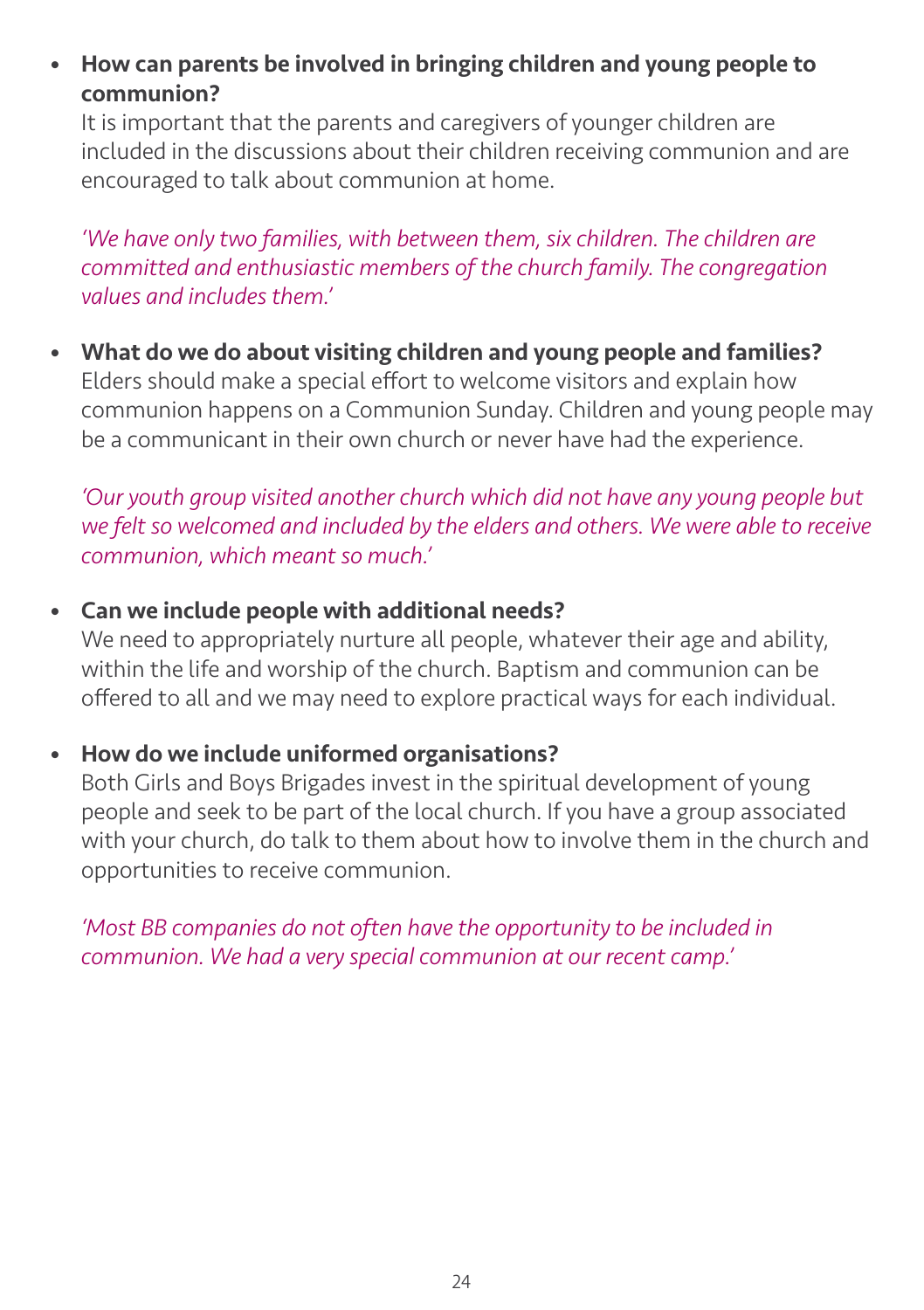- **How can parents be involved in bringing children and young people to communion?**
  It is important that the parents and caregivers of younger children are included in the discussions about their children receiving communion and are encouraged to talk about communion at home.

  *'We have only two families, with between them, six children. The children are committed and enthusiastic members of the church family. The congregation values and includes them.'*

- **What do we do about visiting children and young people and families?**
  Elders should make a special effort to welcome visitors and explain how communion happens on a Communion Sunday. Children and young people may be a communicant in their own church or never have had the experience.

  *'Our youth group visited another church which did not have any young people but we felt so welcomed and included by the elders and others. We were able to receive communion, which meant so much.'*

- **Can we include people with additional needs?**
  We need to appropriately nurture all people, whatever their age and ability, within the life and worship of the church. Baptism and communion can be offered to all and we may need to explore practical ways for each individual.

- **How do we include uniformed organisations?**
  Both Girls and Boys Brigades invest in the spiritual development of young people and seek to be part of the local church. If you have a group associated with your church, do talk to them about how to involve them in the church and opportunities to receive communion.

  *'Most BB companies do not often have the opportunity to be included in communion. We had a very special communion at our recent camp.'*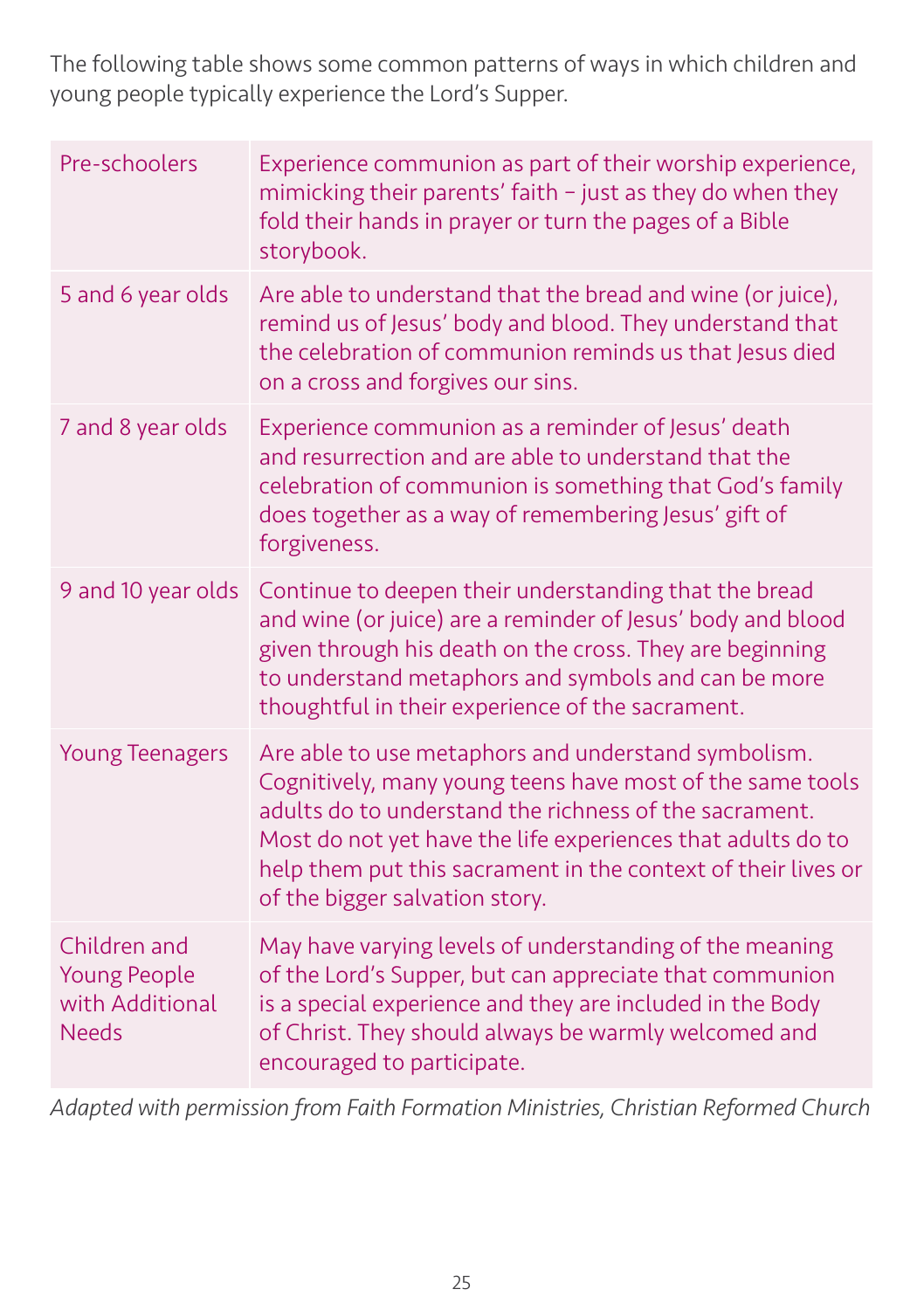The following table shows some common patterns of ways in which children and young people typically experience the Lord's Supper.

| | |
|---|---|
| Pre-schoolers | Experience communion as part of their worship experience, mimicking their parents' faith – just as they do when they fold their hands in prayer or turn the pages of a Bible storybook. |
| 5 and 6 year olds | Are able to understand that the bread and wine (or juice), remind us of Jesus' body and blood. They understand that the celebration of communion reminds us that Jesus died on a cross and forgives our sins. |
| 7 and 8 year olds | Experience communion as a reminder of Jesus' death and resurrection and are able to understand that the celebration of communion is something that God's family does together as a way of remembering Jesus' gift of forgiveness. |
| 9 and 10 year olds | Continue to deepen their understanding that the bread and wine (or juice) are a reminder of Jesus' body and blood given through his death on the cross. They are beginning to understand metaphors and symbols and can be more thoughtful in their experience of the sacrament. |
| Young Teenagers | Are able to use metaphors and understand symbolism. Cognitively, many young teens have most of the same tools adults do to understand the richness of the sacrament. Most do not yet have the life experiences that adults do to help them put this sacrament in the context of their lives or of the bigger salvation story. |
| Children and Young People with Additional Needs | May have varying levels of understanding of the meaning of the Lord's Supper, but can appreciate that communion is a special experience and they are included in the Body of Christ. They should always be warmly welcomed and encouraged to participate. |

*Adapted with permission from Faith Formation Ministries, Christian Reformed Church*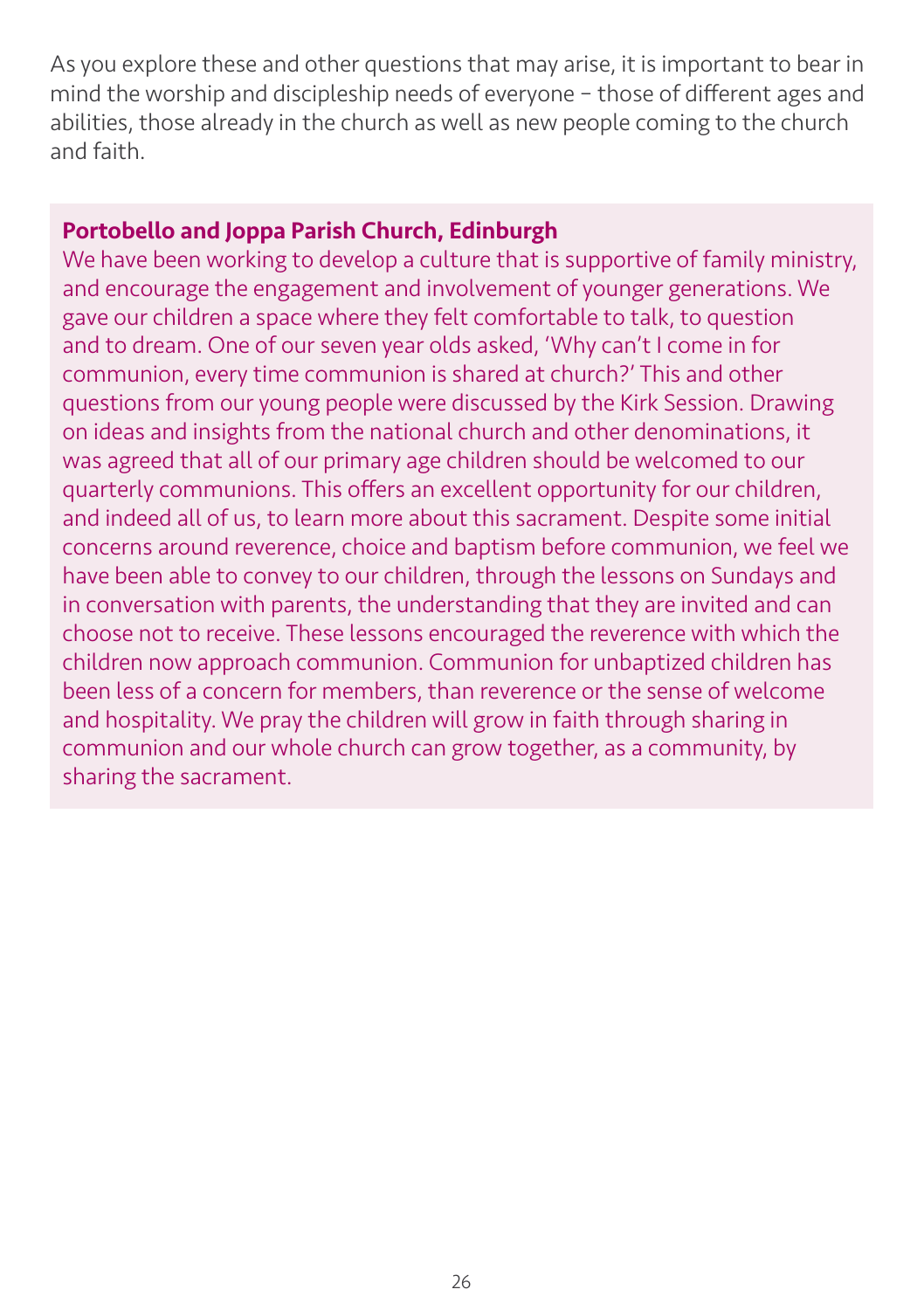As you explore these and other questions that may arise, it is important to bear in mind the worship and discipleship needs of everyone – those of different ages and abilities, those already in the church as well as new people coming to the church and faith.

**Portobello and Joppa Parish Church, Edinburgh**

We have been working to develop a culture that is supportive of family ministry, and encourage the engagement and involvement of younger generations. We gave our children a space where they felt comfortable to talk, to question and to dream. One of our seven year olds asked, 'Why can't I come in for communion, every time communion is shared at church?' This and other questions from our young people were discussed by the Kirk Session. Drawing on ideas and insights from the national church and other denominations, it was agreed that all of our primary age children should be welcomed to our quarterly communions. This offers an excellent opportunity for our children, and indeed all of us, to learn more about this sacrament. Despite some initial concerns around reverence, choice and baptism before communion, we feel we have been able to convey to our children, through the lessons on Sundays and in conversation with parents, the understanding that they are invited and can choose not to receive. These lessons encouraged the reverence with which the children now approach communion. Communion for unbaptized children has been less of a concern for members, than reverence or the sense of welcome and hospitality. We pray the children will grow in faith through sharing in communion and our whole church can grow together, as a community, by sharing the sacrament.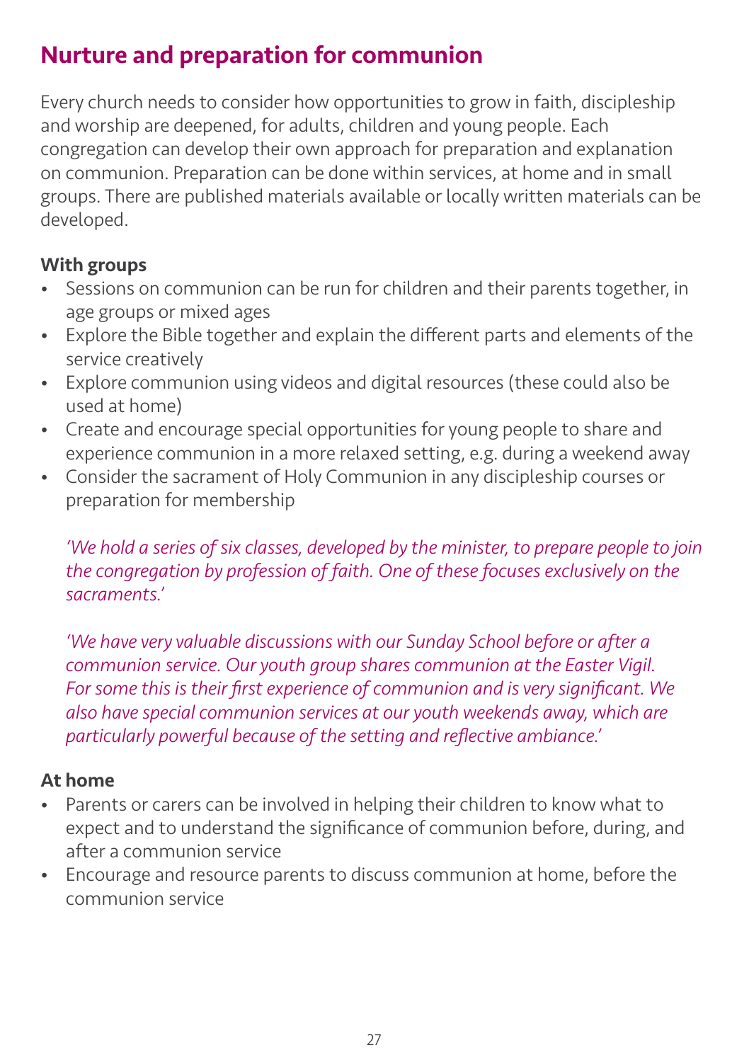## Nurture and preparation for communion

Every church needs to consider how opportunities to grow in faith, discipleship and worship are deepened, for adults, children and young people. Each congregation can develop their own approach for preparation and explanation on communion. Preparation can be done within services, at home and in small groups. There are published materials available or locally written materials can be developed.

**With groups**

- Sessions on communion can be run for children and their parents together, in age groups or mixed ages
- Explore the Bible together and explain the different parts and elements of the service creatively
- Explore communion using videos and digital resources (these could also be used at home)
- Create and encourage special opportunities for young people to share and experience communion in a more relaxed setting, e.g. during a weekend away
- Consider the sacrament of Holy Communion in any discipleship courses or preparation for membership

*'We hold a series of six classes, developed by the minister, to prepare people to join the congregation by profession of faith. One of these focuses exclusively on the sacraments.'*

*'We have very valuable discussions with our Sunday School before or after a communion service. Our youth group shares communion at the Easter Vigil. For some this is their first experience of communion and is very significant. We also have special communion services at our youth weekends away, which are particularly powerful because of the setting and reflective ambiance.'*

**At home**

- Parents or carers can be involved in helping their children to know what to expect and to understand the significance of communion before, during, and after a communion service
- Encourage and resource parents to discuss communion at home, before the communion service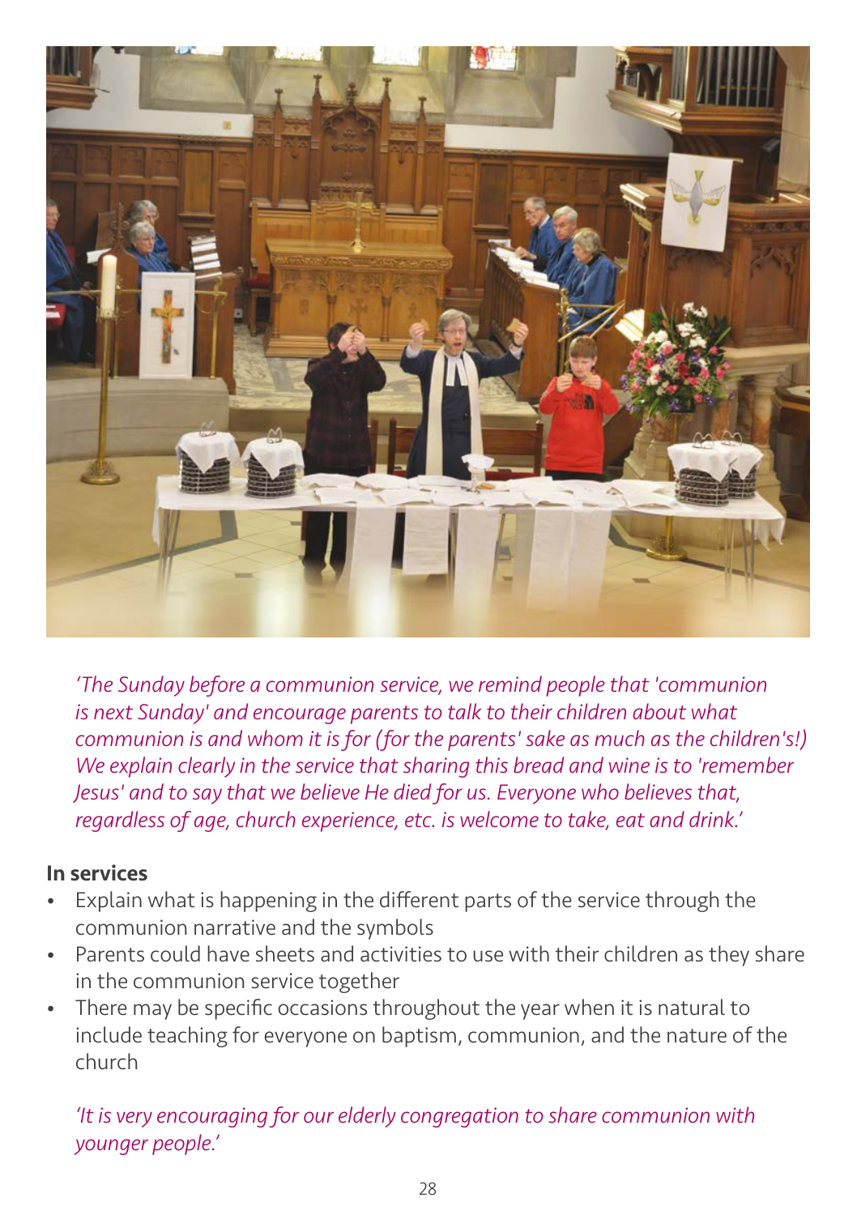*'The Sunday before a communion service, we remind people that 'communion is next Sunday' and encourage parents to talk to their children about what communion is and whom it is for (for the parents' sake as much as the children's!) We explain clearly in the service that sharing this bread and wine is to 'remember Jesus' and to say that we believe He died for us. Everyone who believes that, regardless of age, church experience, etc. is welcome to take, eat and drink.'*

**In services**

- Explain what is happening in the different parts of the service through the communion narrative and the symbols
- Parents could have sheets and activities to use with their children as they share in the communion service together
- There may be specific occasions throughout the year when it is natural to include teaching for everyone on baptism, communion, and the nature of the church

*'It is very encouraging for our elderly congregation to share communion with younger people.'*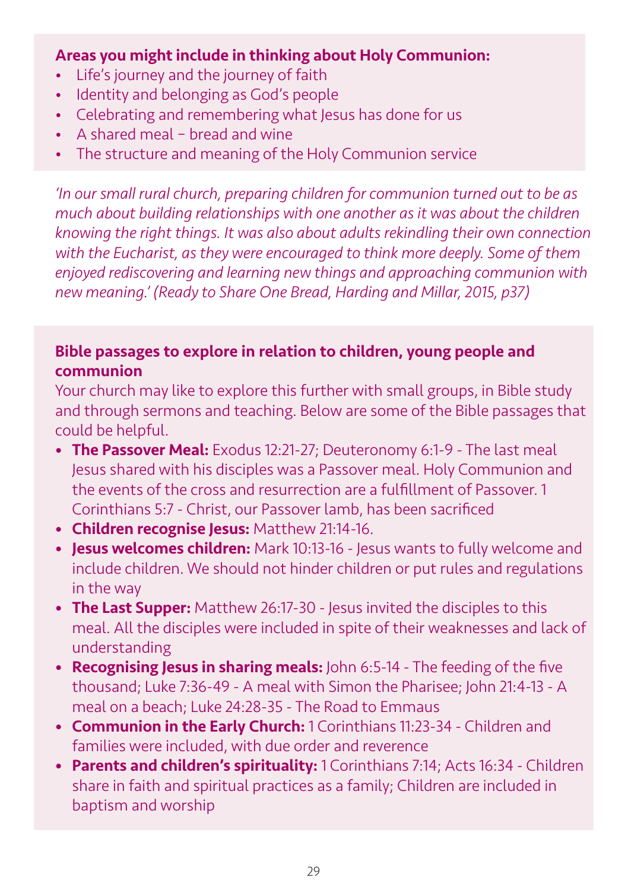**Areas you might include in thinking about Holy Communion:**

- Life's journey and the journey of faith
- Identity and belonging as God's people
- Celebrating and remembering what Jesus has done for us
- A shared meal – bread and wine
- The structure and meaning of the Holy Communion service

*'In our small rural church, preparing children for communion turned out to be as much about building relationships with one another as it was about the children knowing the right things. It was also about adults rekindling their own connection with the Eucharist, as they were encouraged to think more deeply. Some of them enjoyed rediscovering and learning new things and approaching communion with new meaning.' (Ready to Share One Bread, Harding and Millar, 2015, p37)*

**Bible passages to explore in relation to children, young people and communion**

Your church may like to explore this further with small groups, in Bible study and through sermons and teaching. Below are some of the Bible passages that could be helpful.

- **The Passover Meal:** Exodus 12:21-27; Deuteronomy 6:1-9 - The last meal Jesus shared with his disciples was a Passover meal. Holy Communion and the events of the cross and resurrection are a fulfillment of Passover. 1 Corinthians 5:7 - Christ, our Passover lamb, has been sacrificed
- **Children recognise Jesus:** Matthew 21:14-16.
- **Jesus welcomes children:** Mark 10:13-16 - Jesus wants to fully welcome and include children. We should not hinder children or put rules and regulations in the way
- **The Last Supper:** Matthew 26:17-30 - Jesus invited the disciples to this meal. All the disciples were included in spite of their weaknesses and lack of understanding
- **Recognising Jesus in sharing meals:** John 6:5-14 - The feeding of the five thousand; Luke 7:36-49 - A meal with Simon the Pharisee; John 21:4-13 - A meal on a beach; Luke 24:28-35 - The Road to Emmaus
- **Communion in the Early Church:** 1 Corinthians 11:23-34 - Children and families were included, with due order and reverence
- **Parents and children's spirituality:** 1 Corinthians 7:14; Acts 16:34 - Children share in faith and spiritual practices as a family; Children are included in baptism and worship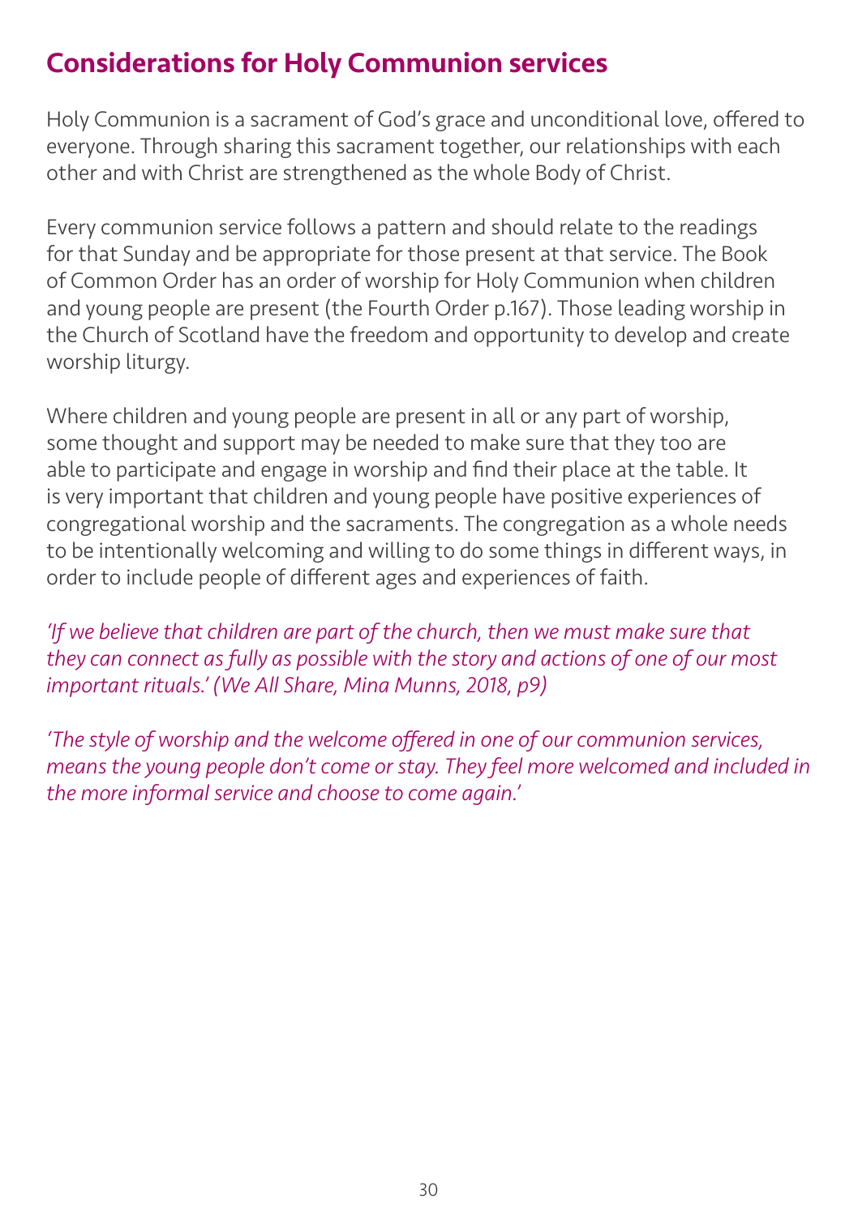## Considerations for Holy Communion services

Holy Communion is a sacrament of God's grace and unconditional love, offered to everyone. Through sharing this sacrament together, our relationships with each other and with Christ are strengthened as the whole Body of Christ.

Every communion service follows a pattern and should relate to the readings for that Sunday and be appropriate for those present at that service. The Book of Common Order has an order of worship for Holy Communion when children and young people are present (the Fourth Order p.167). Those leading worship in the Church of Scotland have the freedom and opportunity to develop and create worship liturgy.

Where children and young people are present in all or any part of worship, some thought and support may be needed to make sure that they too are able to participate and engage in worship and find their place at the table. It is very important that children and young people have positive experiences of congregational worship and the sacraments. The congregation as a whole needs to be intentionally welcoming and willing to do some things in different ways, in order to include people of different ages and experiences of faith.

*'If we believe that children are part of the church, then we must make sure that they can connect as fully as possible with the story and actions of one of our most important rituals.' (We All Share, Mina Munns, 2018, p9)*

*'The style of worship and the welcome offered in one of our communion services, means the young people don't come or stay. They feel more welcomed and included in the more informal service and choose to come again.'*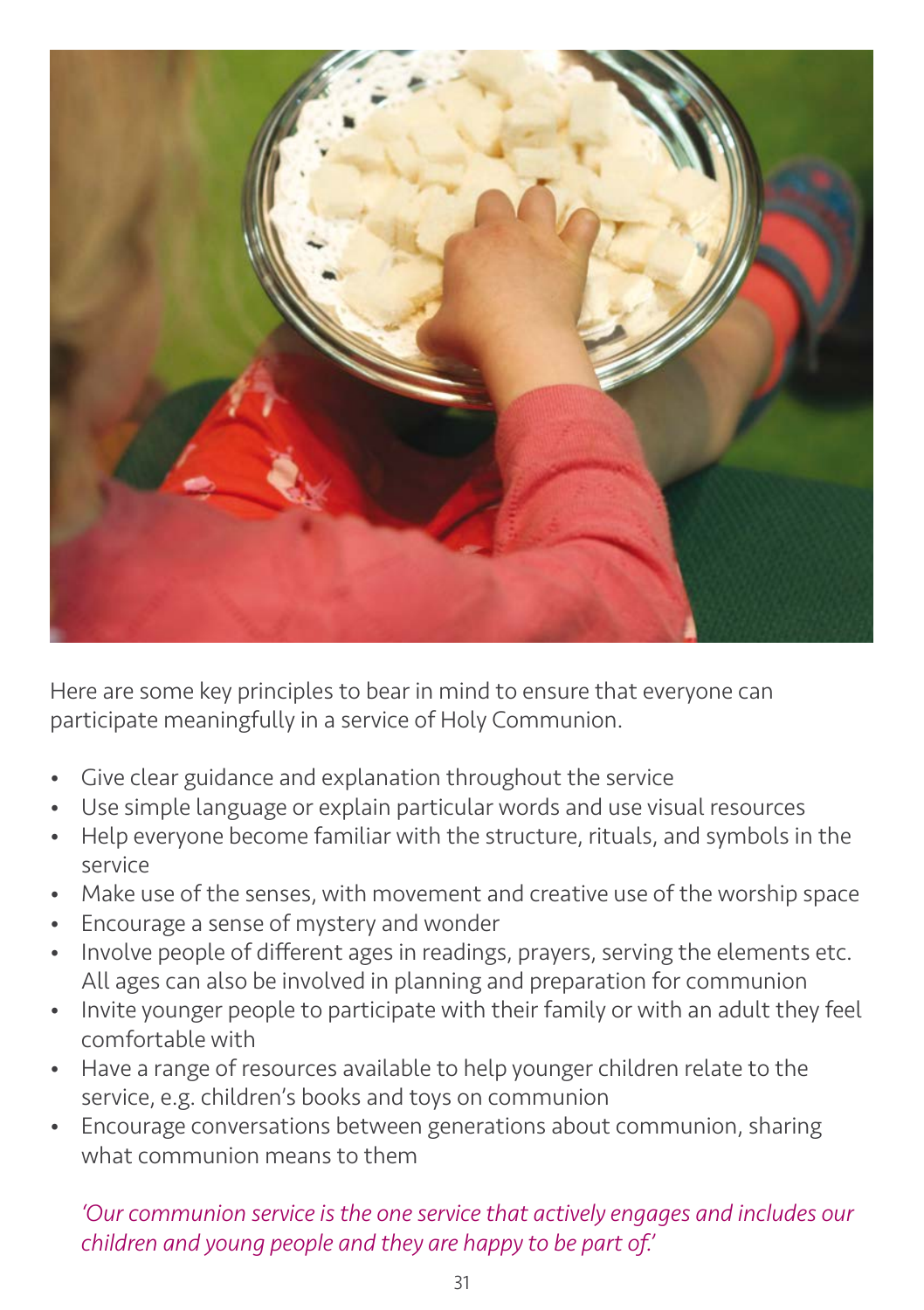Here are some key principles to bear in mind to ensure that everyone can participate meaningfully in a service of Holy Communion.

- Give clear guidance and explanation throughout the service
- Use simple language or explain particular words and use visual resources
- Help everyone become familiar with the structure, rituals, and symbols in the service
- Make use of the senses, with movement and creative use of the worship space
- Encourage a sense of mystery and wonder
- Involve people of different ages in readings, prayers, serving the elements etc. All ages can also be involved in planning and preparation for communion
- Invite younger people to participate with their family or with an adult they feel comfortable with
- Have a range of resources available to help younger children relate to the service, e.g. children's books and toys on communion
- Encourage conversations between generations about communion, sharing what communion means to them

*'Our communion service is the one service that actively engages and includes our children and young people and they are happy to be part of.'*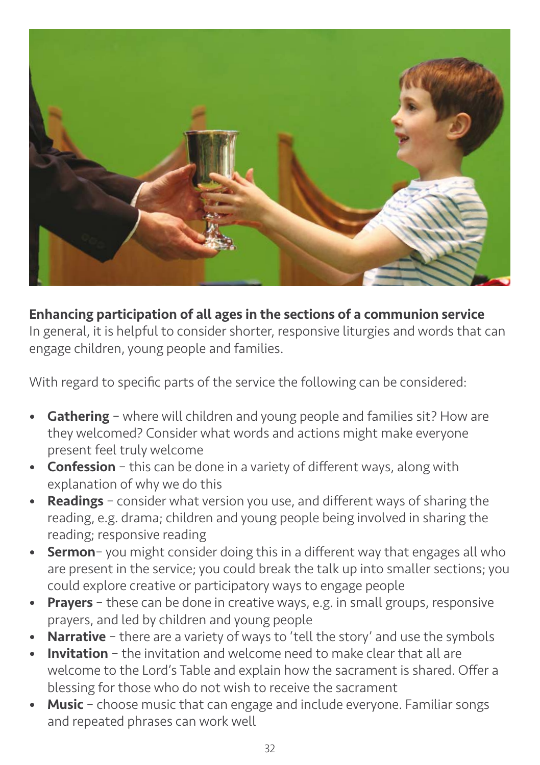**Enhancing participation of all ages in the sections of a communion service**

In general, it is helpful to consider shorter, responsive liturgies and words that can engage children, young people and families.

With regard to specific parts of the service the following can be considered:

- **Gathering** – where will children and young people and families sit? How are they welcomed? Consider what words and actions might make everyone present feel truly welcome
- **Confession** – this can be done in a variety of different ways, along with explanation of why we do this
- **Readings** – consider what version you use, and different ways of sharing the reading, e.g. drama; children and young people being involved in sharing the reading; responsive reading
- **Sermon**– you might consider doing this in a different way that engages all who are present in the service; you could break the talk up into smaller sections; you could explore creative or participatory ways to engage people
- **Prayers** – these can be done in creative ways, e.g. in small groups, responsive prayers, and led by children and young people
- **Narrative** – there are a variety of ways to 'tell the story' and use the symbols
- **Invitation** – the invitation and welcome need to make clear that all are welcome to the Lord's Table and explain how the sacrament is shared. Offer a blessing for those who do not wish to receive the sacrament
- **Music** – choose music that can engage and include everyone. Familiar songs and repeated phrases can work well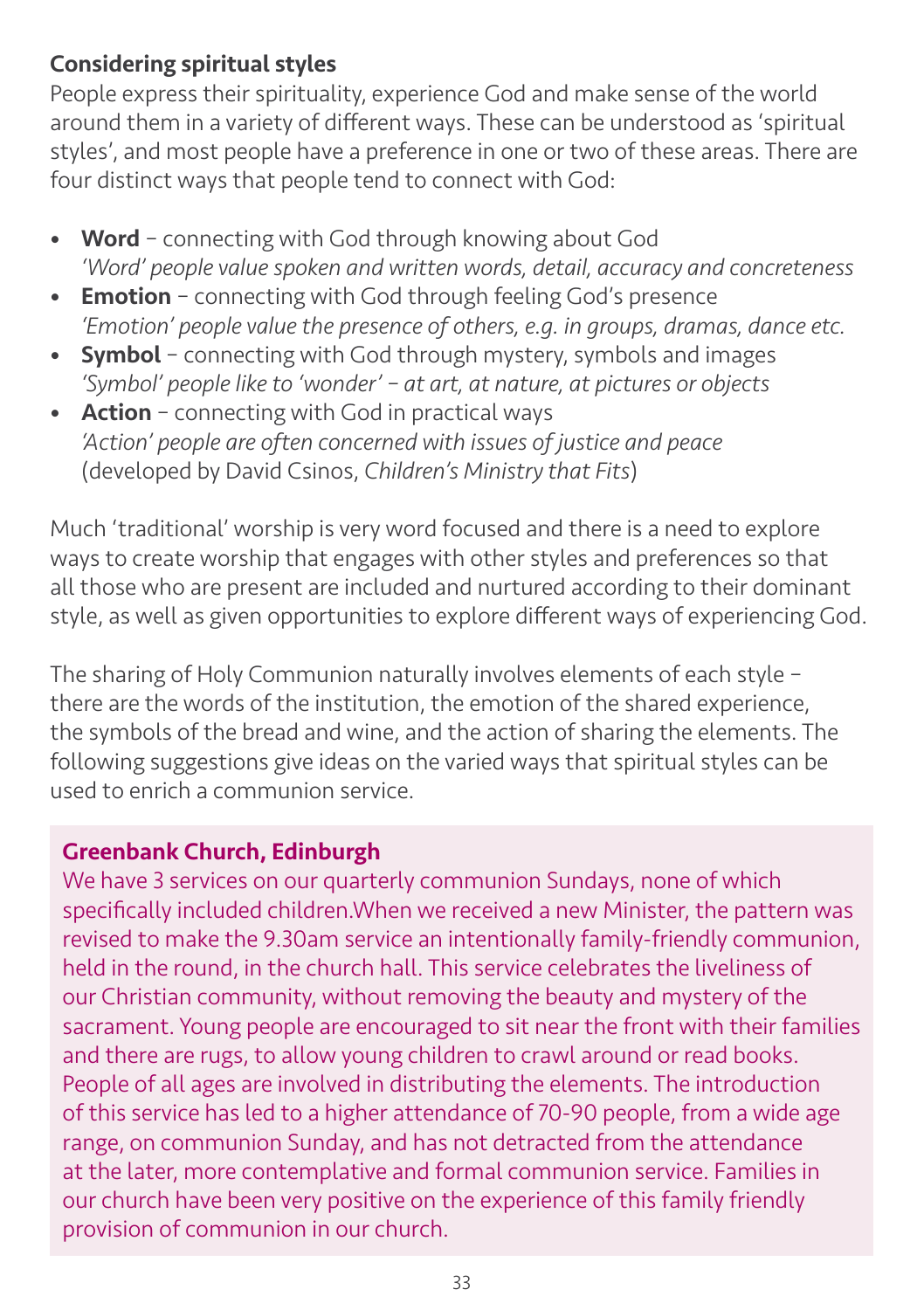### Considering spiritual styles

People express their spirituality, experience God and make sense of the world around them in a variety of different ways. These can be understood as 'spiritual styles', and most people have a preference in one or two of these areas. There are four distinct ways that people tend to connect with God:

- **Word** – connecting with God through knowing about God
  *'Word' people value spoken and written words, detail, accuracy and concreteness*
- **Emotion** – connecting with God through feeling God's presence
  *'Emotion' people value the presence of others, e.g. in groups, dramas, dance etc.*
- **Symbol** – connecting with God through mystery, symbols and images
  *'Symbol' people like to 'wonder' – at art, at nature, at pictures or objects*
- **Action** – connecting with God in practical ways
  *'Action' people are often concerned with issues of justice and peace*
  (developed by David Csinos, *Children's Ministry that Fits*)

Much 'traditional' worship is very word focused and there is a need to explore ways to create worship that engages with other styles and preferences so that all those who are present are included and nurtured according to their dominant style, as well as given opportunities to explore different ways of experiencing God.

The sharing of Holy Communion naturally involves elements of each style – there are the words of the institution, the emotion of the shared experience, the symbols of the bread and wine, and the action of sharing the elements. The following suggestions give ideas on the varied ways that spiritual styles can be used to enrich a communion service.

**Greenbank Church, Edinburgh**

We have 3 services on our quarterly communion Sundays, none of which specifically included children.When we received a new Minister, the pattern was revised to make the 9.30am service an intentionally family-friendly communion, held in the round, in the church hall. This service celebrates the liveliness of our Christian community, without removing the beauty and mystery of the sacrament. Young people are encouraged to sit near the front with their families and there are rugs, to allow young children to crawl around or read books. People of all ages are involved in distributing the elements. The introduction of this service has led to a higher attendance of 70-90 people, from a wide age range, on communion Sunday, and has not detracted from the attendance at the later, more contemplative and formal communion service. Families in our church have been very positive on the experience of this family friendly provision of communion in our church.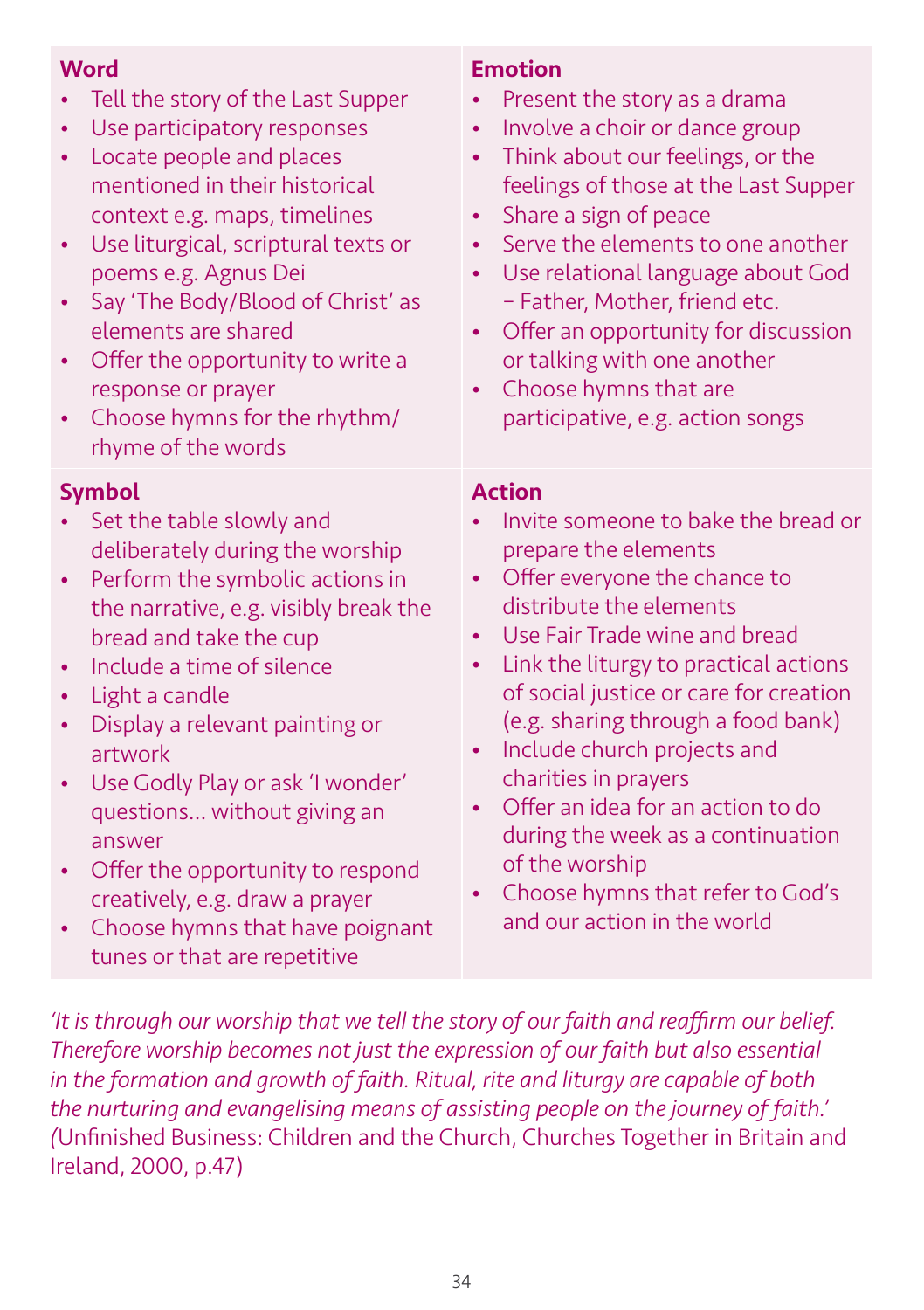### Word

- Tell the story of the Last Supper
- Use participatory responses
- Locate people and places mentioned in their historical context e.g. maps, timelines
- Use liturgical, scriptural texts or poems e.g. Agnus Dei
- Say 'The Body/Blood of Christ' as elements are shared
- Offer the opportunity to write a response or prayer
- Choose hymns for the rhythm/rhyme of the words

### Emotion

- Present the story as a drama
- Involve a choir or dance group
- Think about our feelings, or the feelings of those at the Last Supper
- Share a sign of peace
- Serve the elements to one another
- Use relational language about God – Father, Mother, friend etc.
- Offer an opportunity for discussion or talking with one another
- Choose hymns that are participative, e.g. action songs

### Symbol

- Set the table slowly and deliberately during the worship
- Perform the symbolic actions in the narrative, e.g. visibly break the bread and take the cup
- Include a time of silence
- Light a candle
- Display a relevant painting or artwork
- Use Godly Play or ask 'I wonder' questions… without giving an answer
- Offer the opportunity to respond creatively, e.g. draw a prayer
- Choose hymns that have poignant tunes or that are repetitive

### Action

- Invite someone to bake the bread or prepare the elements
- Offer everyone the chance to distribute the elements
- Use Fair Trade wine and bread
- Link the liturgy to practical actions of social justice or care for creation (e.g. sharing through a food bank)
- Include church projects and charities in prayers
- Offer an idea for an action to do during the week as a continuation of the worship
- Choose hymns that refer to God's and our action in the world

*'It is through our worship that we tell the story of our faith and reaffirm our belief. Therefore worship becomes not just the expression of our faith but also essential in the formation and growth of faith. Ritual, rite and liturgy are capable of both the nurturing and evangelising means of assisting people on the journey of faith.'* (Unfinished Business: Children and the Church, Churches Together in Britain and Ireland, 2000, p.47)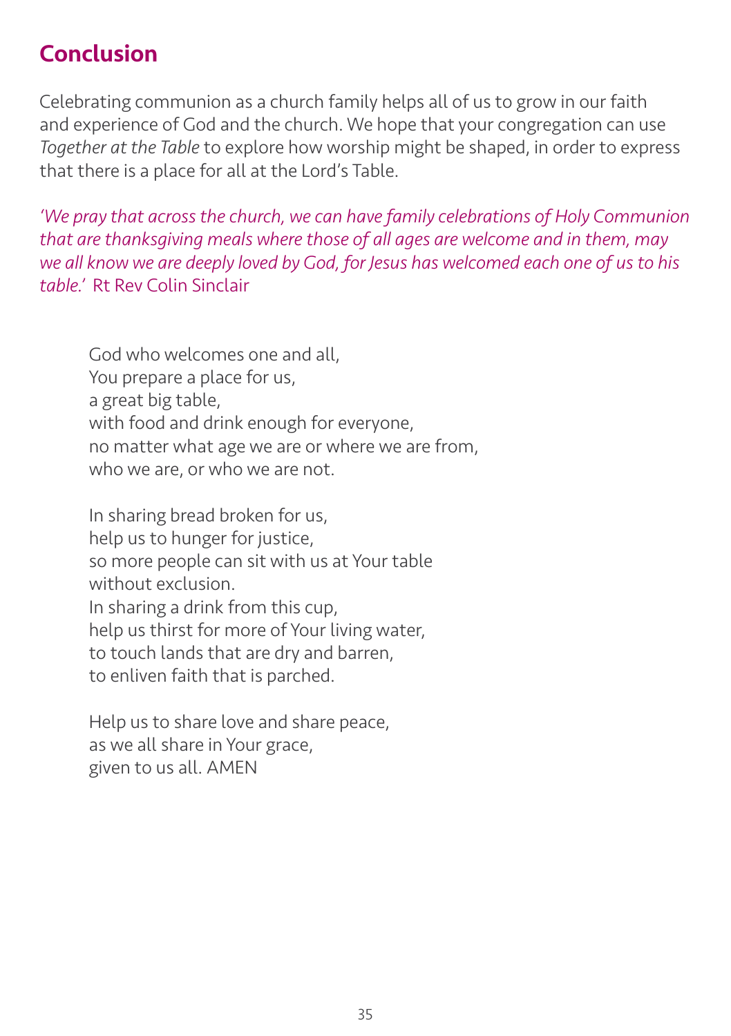## Conclusion

Celebrating communion as a church family helps all of us to grow in our faith and experience of God and the church. We hope that your congregation can use *Together at the Table* to explore how worship might be shaped, in order to express that there is a place for all at the Lord's Table.

*'We pray that across the church, we can have family celebrations of Holy Communion that are thanksgiving meals where those of all ages are welcome and in them, may we all know we are deeply loved by God, for Jesus has welcomed each one of us to his table.'* Rt Rev Colin Sinclair

God who welcomes one and all,  
You prepare a place for us,  
a great big table,  
with food and drink enough for everyone,  
no matter what age we are or where we are from,  
who we are, or who we are not.

In sharing bread broken for us,  
help us to hunger for justice,  
so more people can sit with us at Your table  
without exclusion.  
In sharing a drink from this cup,  
help us thirst for more of Your living water,  
to touch lands that are dry and barren,  
to enliven faith that is parched.

Help us to share love and share peace,  
as we all share in Your grace,  
given to us all. AMEN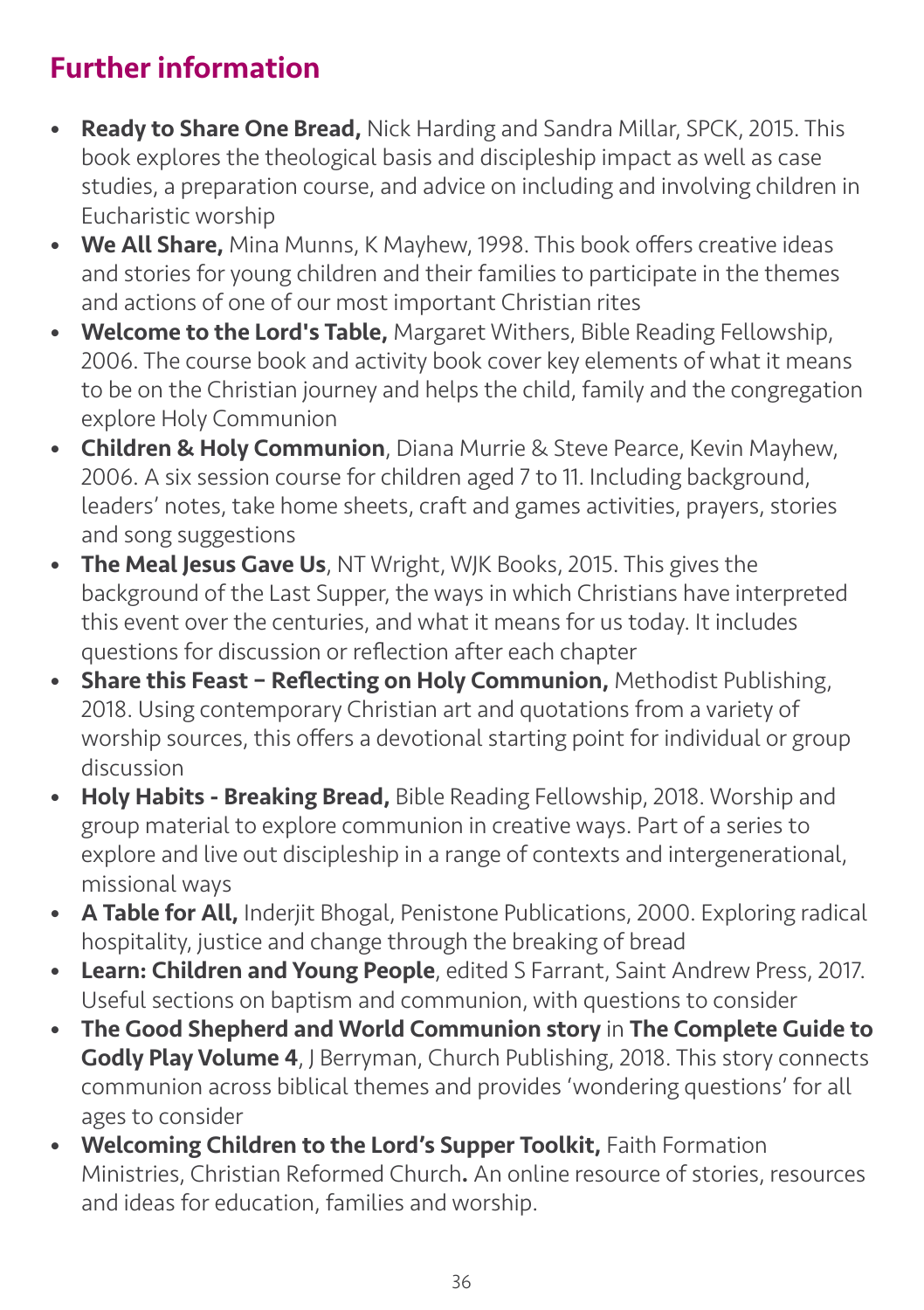## Further information

- **Ready to Share One Bread,** Nick Harding and Sandra Millar, SPCK, 2015. This book explores the theological basis and discipleship impact as well as case studies, a preparation course, and advice on including and involving children in Eucharistic worship
- **We All Share,** Mina Munns, K Mayhew, 1998. This book offers creative ideas and stories for young children and their families to participate in the themes and actions of one of our most important Christian rites
- **Welcome to the Lord's Table,** Margaret Withers, Bible Reading Fellowship, 2006. The course book and activity book cover key elements of what it means to be on the Christian journey and helps the child, family and the congregation explore Holy Communion
- **Children & Holy Communion**, Diana Murrie & Steve Pearce, Kevin Mayhew, 2006. A six session course for children aged 7 to 11. Including background, leaders' notes, take home sheets, craft and games activities, prayers, stories and song suggestions
- **The Meal Jesus Gave Us**, NT Wright, WJK Books, 2015. This gives the background of the Last Supper, the ways in which Christians have interpreted this event over the centuries, and what it means for us today. It includes questions for discussion or reflection after each chapter
- **Share this Feast – Reflecting on Holy Communion,** Methodist Publishing, 2018. Using contemporary Christian art and quotations from a variety of worship sources, this offers a devotional starting point for individual or group discussion
- **Holy Habits - Breaking Bread,** Bible Reading Fellowship, 2018. Worship and group material to explore communion in creative ways. Part of a series to explore and live out discipleship in a range of contexts and intergenerational, missional ways
- **A Table for All,** Inderjit Bhogal, Penistone Publications, 2000. Exploring radical hospitality, justice and change through the breaking of bread
- **Learn: Children and Young People**, edited S Farrant, Saint Andrew Press, 2017. Useful sections on baptism and communion, with questions to consider
- **The Good Shepherd and World Communion story** in **The Complete Guide to Godly Play Volume 4**, J Berryman, Church Publishing, 2018. This story connects communion across biblical themes and provides 'wondering questions' for all ages to consider
- **Welcoming Children to the Lord's Supper Toolkit,** Faith Formation Ministries, Christian Reformed Church**.** An online resource of stories, resources and ideas for education, families and worship.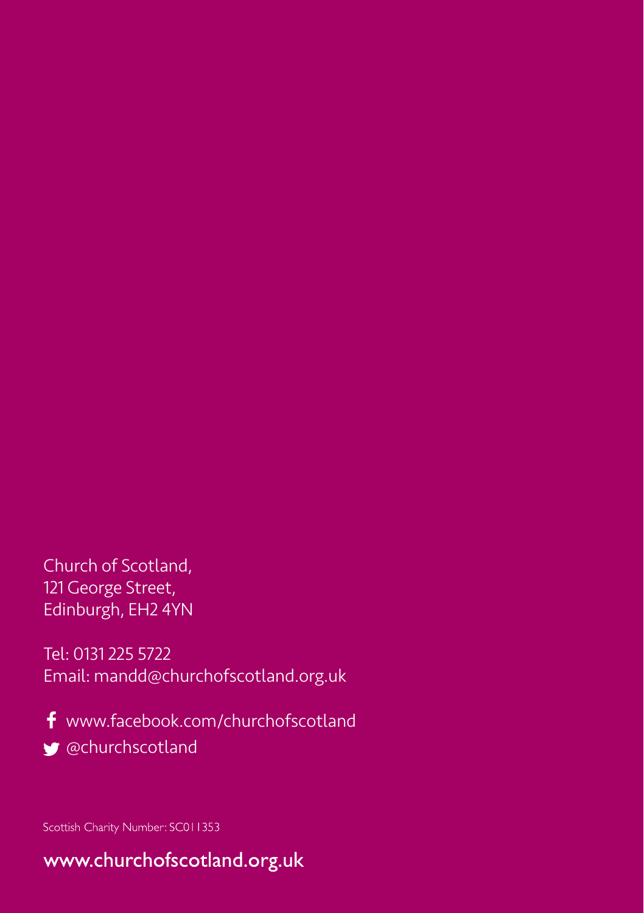Church of Scotland,
121 George Street,
Edinburgh, EH2 4YN

Tel: 0131 225 5722
Email: mandd@churchofscotland.org.uk

www.facebook.com/churchofscotland
@churchscotland

Scottish Charity Number: SC011353

**www.churchofscotland.org.uk**